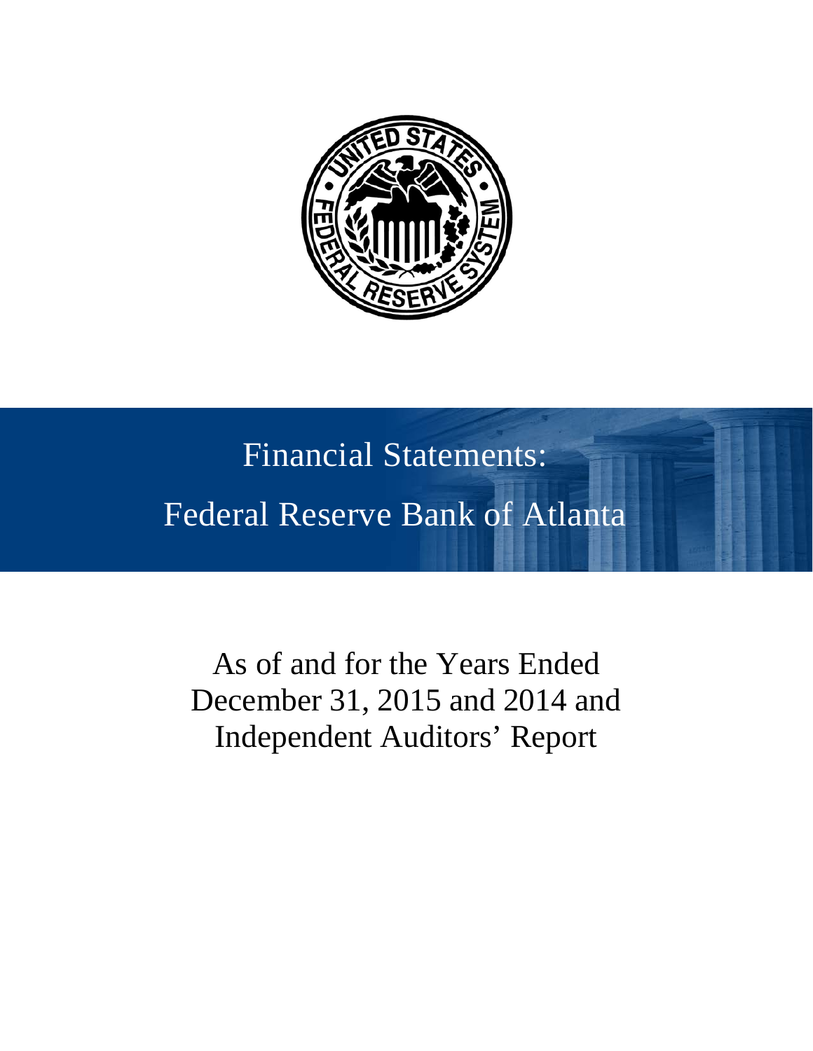# Financial Statements:

# Federal Reserve Bank of Atlanta

As of and for the Years Ended
December 31, 2015 and 2014 and
Independent Auditors' Report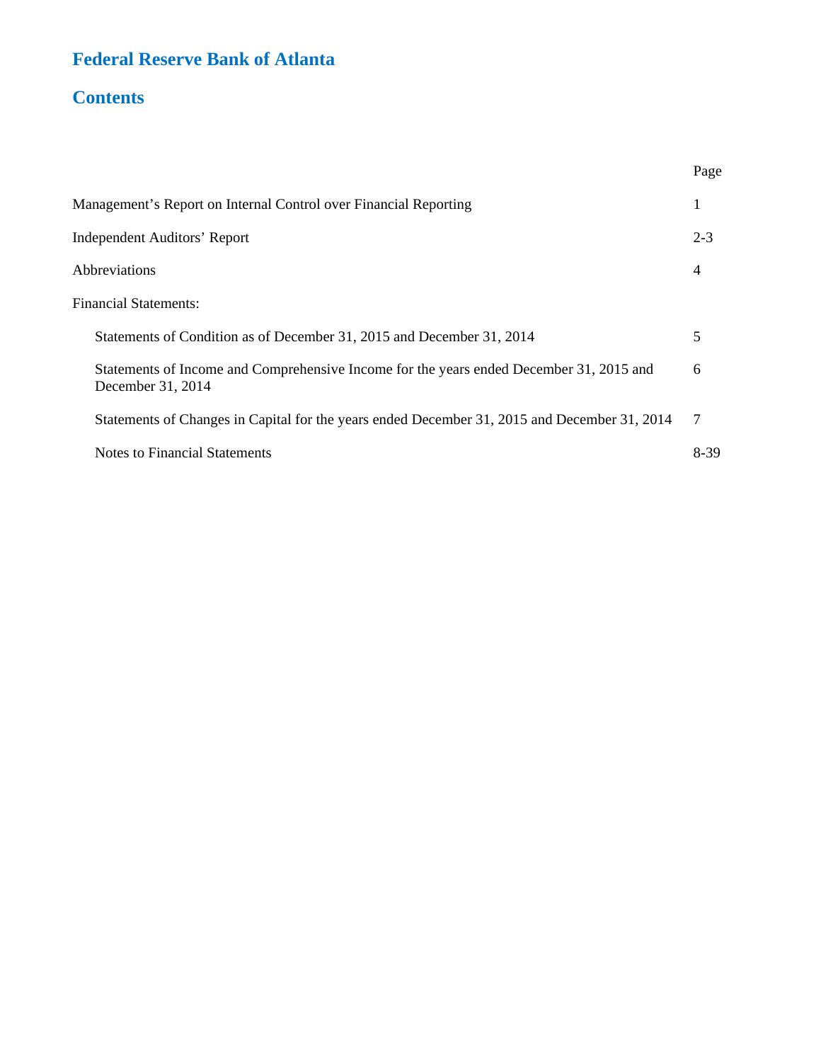# Federal Reserve Bank of Atlanta

## Contents

| | Page |
|---|---|
| Management's Report on Internal Control over Financial Reporting | 1 |
| Independent Auditors' Report | 2-3 |
| Abbreviations | 4 |
| Financial Statements: | |
| Statements of Condition as of December 31, 2015 and December 31, 2014 | 5 |
| Statements of Income and Comprehensive Income for the years ended December 31, 2015 and December 31, 2014 | 6 |
| Statements of Changes in Capital for the years ended December 31, 2015 and December 31, 2014 | 7 |
| Notes to Financial Statements | 8-39 |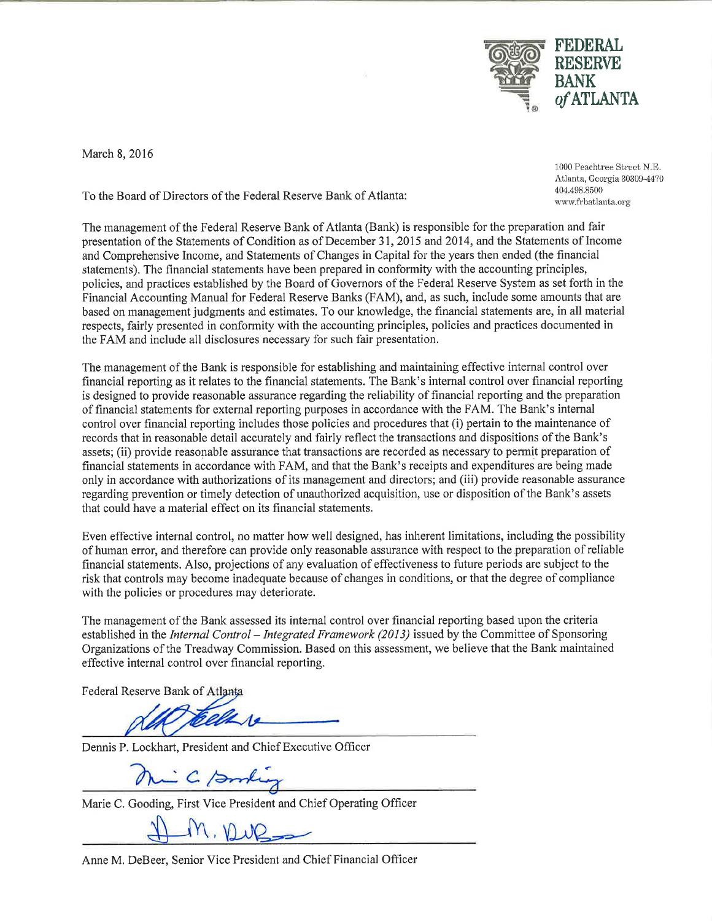FEDERAL RESERVE BANK *of* ATLANTA

March 8, 2016

1000 Peachtree Street N.E.
Atlanta, Georgia 30309-4470
404.498.8500
www.frbatlanta.org

To the Board of Directors of the Federal Reserve Bank of Atlanta:

The management of the Federal Reserve Bank of Atlanta (Bank) is responsible for the preparation and fair presentation of the Statements of Condition as of December 31, 2015 and 2014, and the Statements of Income and Comprehensive Income, and Statements of Changes in Capital for the years then ended (the financial statements). The financial statements have been prepared in conformity with the accounting principles, policies, and practices established by the Board of Governors of the Federal Reserve System as set forth in the Financial Accounting Manual for Federal Reserve Banks (FAM), and, as such, include some amounts that are based on management judgments and estimates. To our knowledge, the financial statements are, in all material respects, fairly presented in conformity with the accounting principles, policies and practices documented in the FAM and include all disclosures necessary for such fair presentation.

The management of the Bank is responsible for establishing and maintaining effective internal control over financial reporting as it relates to the financial statements. The Bank's internal control over financial reporting is designed to provide reasonable assurance regarding the reliability of financial reporting and the preparation of financial statements for external reporting purposes in accordance with the FAM. The Bank's internal control over financial reporting includes those policies and procedures that (i) pertain to the maintenance of records that in reasonable detail accurately and fairly reflect the transactions and dispositions of the Bank's assets; (ii) provide reasonable assurance that transactions are recorded as necessary to permit preparation of financial statements in accordance with FAM, and that the Bank's receipts and expenditures are being made only in accordance with authorizations of its management and directors; and (iii) provide reasonable assurance regarding prevention or timely detection of unauthorized acquisition, use or disposition of the Bank's assets that could have a material effect on its financial statements.

Even effective internal control, no matter how well designed, has inherent limitations, including the possibility of human error, and therefore can provide only reasonable assurance with respect to the preparation of reliable financial statements. Also, projections of any evaluation of effectiveness to future periods are subject to the risk that controls may become inadequate because of changes in conditions, or that the degree of compliance with the policies or procedures may deteriorate.

The management of the Bank assessed its internal control over financial reporting based upon the criteria established in the *Internal Control – Integrated Framework (2013)* issued by the Committee of Sponsoring Organizations of the Treadway Commission. Based on this assessment, we believe that the Bank maintained effective internal control over financial reporting.

Federal Reserve Bank of Atlanta

Dennis P. Lockhart, President and Chief Executive Officer

Marie C. Gooding, First Vice President and Chief Operating Officer

Anne M. DeBeer, Senior Vice President and Chief Financial Officer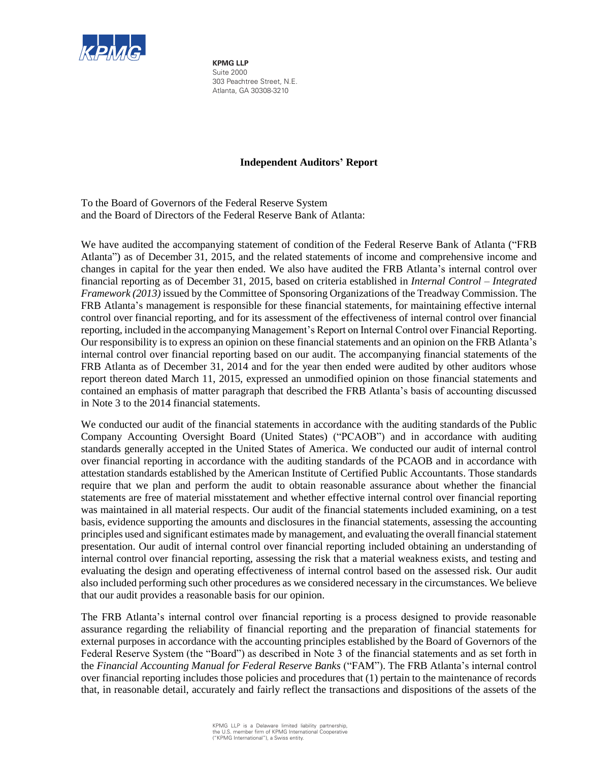**KPMG LLP**
Suite 2000
303 Peachtree Street, N.E.
Atlanta, GA 30308-3210

# Independent Auditors' Report

To the Board of Governors of the Federal Reserve System
and the Board of Directors of the Federal Reserve Bank of Atlanta:

We have audited the accompanying statement of condition of the Federal Reserve Bank of Atlanta ("FRB Atlanta") as of December 31, 2015, and the related statements of income and comprehensive income and changes in capital for the year then ended. We also have audited the FRB Atlanta's internal control over financial reporting as of December 31, 2015, based on criteria established in *Internal Control – Integrated Framework (2013)* issued by the Committee of Sponsoring Organizations of the Treadway Commission. The FRB Atlanta's management is responsible for these financial statements, for maintaining effective internal control over financial reporting, and for its assessment of the effectiveness of internal control over financial reporting, included in the accompanying Management's Report on Internal Control over Financial Reporting. Our responsibility is to express an opinion on these financial statements and an opinion on the FRB Atlanta's internal control over financial reporting based on our audit. The accompanying financial statements of the FRB Atlanta as of December 31, 2014 and for the year then ended were audited by other auditors whose report thereon dated March 11, 2015, expressed an unmodified opinion on those financial statements and contained an emphasis of matter paragraph that described the FRB Atlanta's basis of accounting discussed in Note 3 to the 2014 financial statements.

We conducted our audit of the financial statements in accordance with the auditing standards of the Public Company Accounting Oversight Board (United States) ("PCAOB") and in accordance with auditing standards generally accepted in the United States of America. We conducted our audit of internal control over financial reporting in accordance with the auditing standards of the PCAOB and in accordance with attestation standards established by the American Institute of Certified Public Accountants. Those standards require that we plan and perform the audit to obtain reasonable assurance about whether the financial statements are free of material misstatement and whether effective internal control over financial reporting was maintained in all material respects. Our audit of the financial statements included examining, on a test basis, evidence supporting the amounts and disclosures in the financial statements, assessing the accounting principles used and significant estimates made by management, and evaluating the overall financial statement presentation. Our audit of internal control over financial reporting included obtaining an understanding of internal control over financial reporting, assessing the risk that a material weakness exists, and testing and evaluating the design and operating effectiveness of internal control based on the assessed risk. Our audit also included performing such other procedures as we considered necessary in the circumstances. We believe that our audit provides a reasonable basis for our opinion.

The FRB Atlanta's internal control over financial reporting is a process designed to provide reasonable assurance regarding the reliability of financial reporting and the preparation of financial statements for external purposes in accordance with the accounting principles established by the Board of Governors of the Federal Reserve System (the "Board") as described in Note 3 of the financial statements and as set forth in the *Financial Accounting Manual for Federal Reserve Banks* ("FAM"). The FRB Atlanta's internal control over financial reporting includes those policies and procedures that (1) pertain to the maintenance of records that, in reasonable detail, accurately and fairly reflect the transactions and dispositions of the assets of the

KPMG LLP is a Delaware limited liability partnership, the U.S. member firm of KPMG International Cooperative ("KPMG International"), a Swiss entity.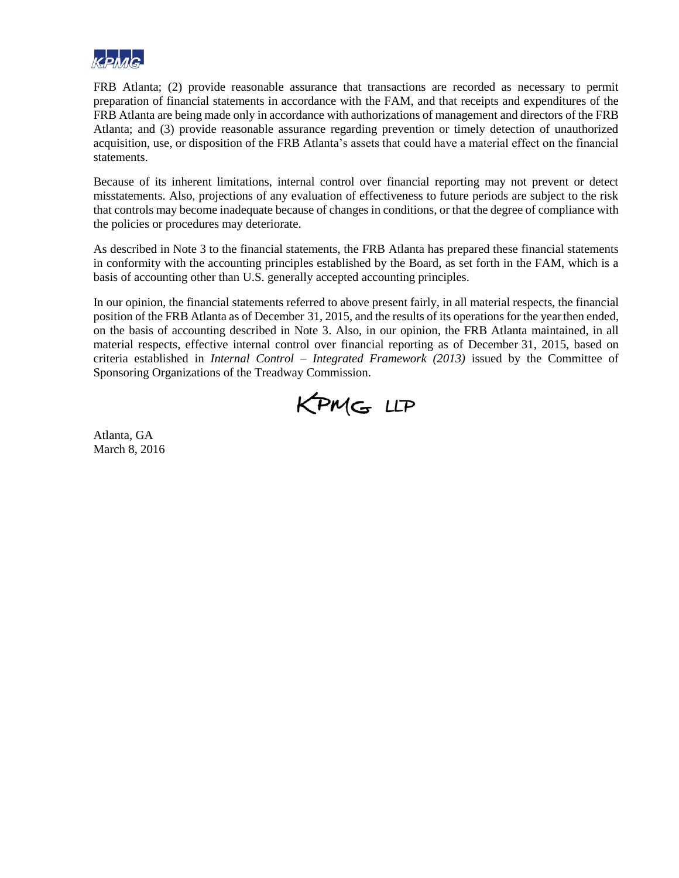FRB Atlanta; (2) provide reasonable assurance that transactions are recorded as necessary to permit preparation of financial statements in accordance with the FAM, and that receipts and expenditures of the FRB Atlanta are being made only in accordance with authorizations of management and directors of the FRB Atlanta; and (3) provide reasonable assurance regarding prevention or timely detection of unauthorized acquisition, use, or disposition of the FRB Atlanta's assets that could have a material effect on the financial statements.

Because of its inherent limitations, internal control over financial reporting may not prevent or detect misstatements. Also, projections of any evaluation of effectiveness to future periods are subject to the risk that controls may become inadequate because of changes in conditions, or that the degree of compliance with the policies or procedures may deteriorate.

As described in Note 3 to the financial statements, the FRB Atlanta has prepared these financial statements in conformity with the accounting principles established by the Board, as set forth in the FAM, which is a basis of accounting other than U.S. generally accepted accounting principles.

In our opinion, the financial statements referred to above present fairly, in all material respects, the financial position of the FRB Atlanta as of December 31, 2015, and the results of its operations for the year then ended, on the basis of accounting described in Note 3. Also, in our opinion, the FRB Atlanta maintained, in all material respects, effective internal control over financial reporting as of December 31, 2015, based on criteria established in *Internal Control – Integrated Framework (2013)* issued by the Committee of Sponsoring Organizations of the Treadway Commission.

KPMG LLP

Atlanta, GA
March 8, 2016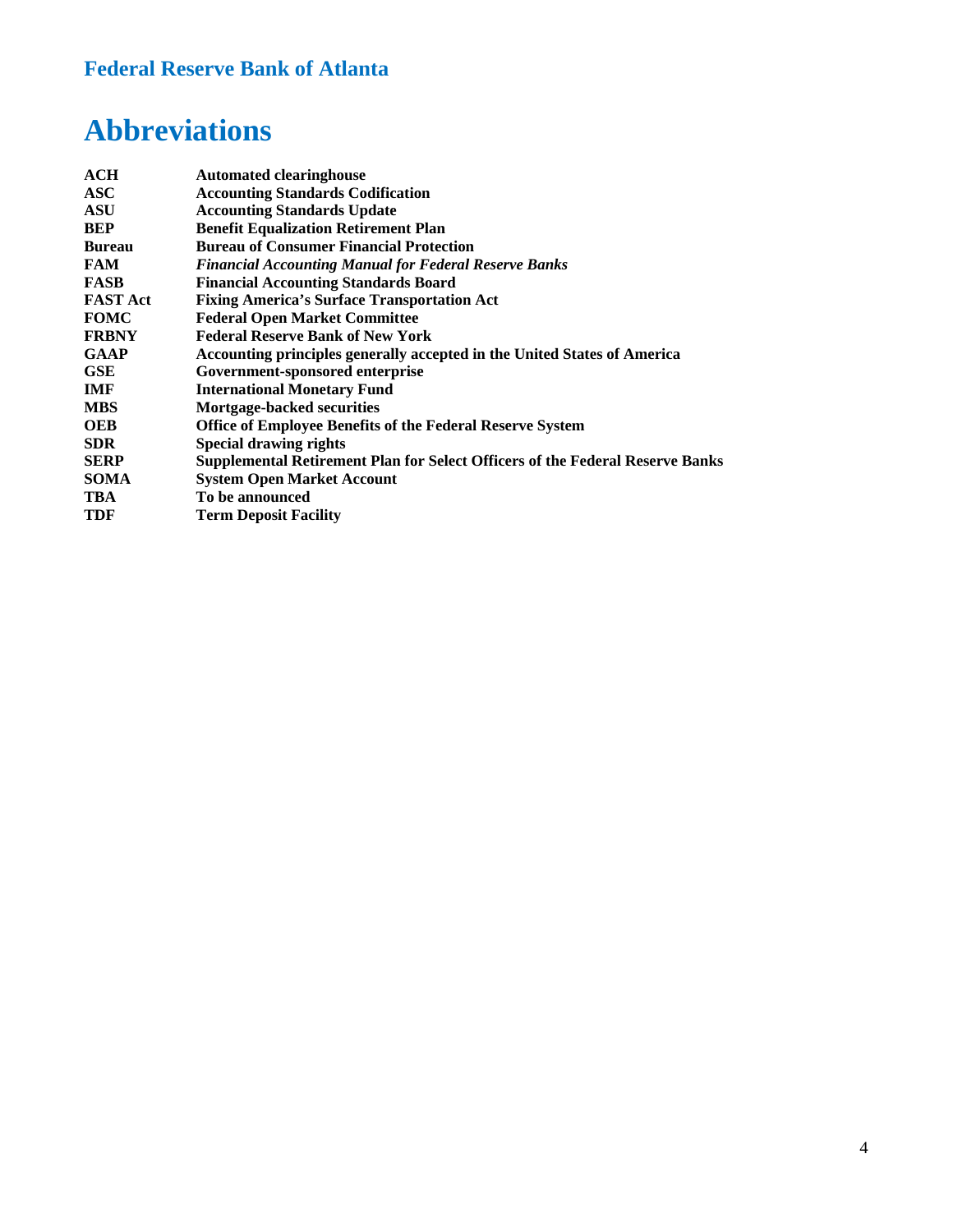# Abbreviations

| | |
|---|---|
| **ACH** | **Automated clearinghouse** |
| **ASC** | **Accounting Standards Codification** |
| **ASU** | **Accounting Standards Update** |
| **BEP** | **Benefit Equalization Retirement Plan** |
| **Bureau** | **Bureau of Consumer Financial Protection** |
| **FAM** | ***Financial Accounting Manual for Federal Reserve Banks*** |
| **FASB** | **Financial Accounting Standards Board** |
| **FAST Act** | **Fixing America's Surface Transportation Act** |
| **FOMC** | **Federal Open Market Committee** |
| **FRBNY** | **Federal Reserve Bank of New York** |
| **GAAP** | **Accounting principles generally accepted in the United States of America** |
| **GSE** | **Government-sponsored enterprise** |
| **IMF** | **International Monetary Fund** |
| **MBS** | **Mortgage-backed securities** |
| **OEB** | **Office of Employee Benefits of the Federal Reserve System** |
| **SDR** | **Special drawing rights** |
| **SERP** | **Supplemental Retirement Plan for Select Officers of the Federal Reserve Banks** |
| **SOMA** | **System Open Market Account** |
| **TBA** | **To be announced** |
| **TDF** | **Term Deposit Facility** |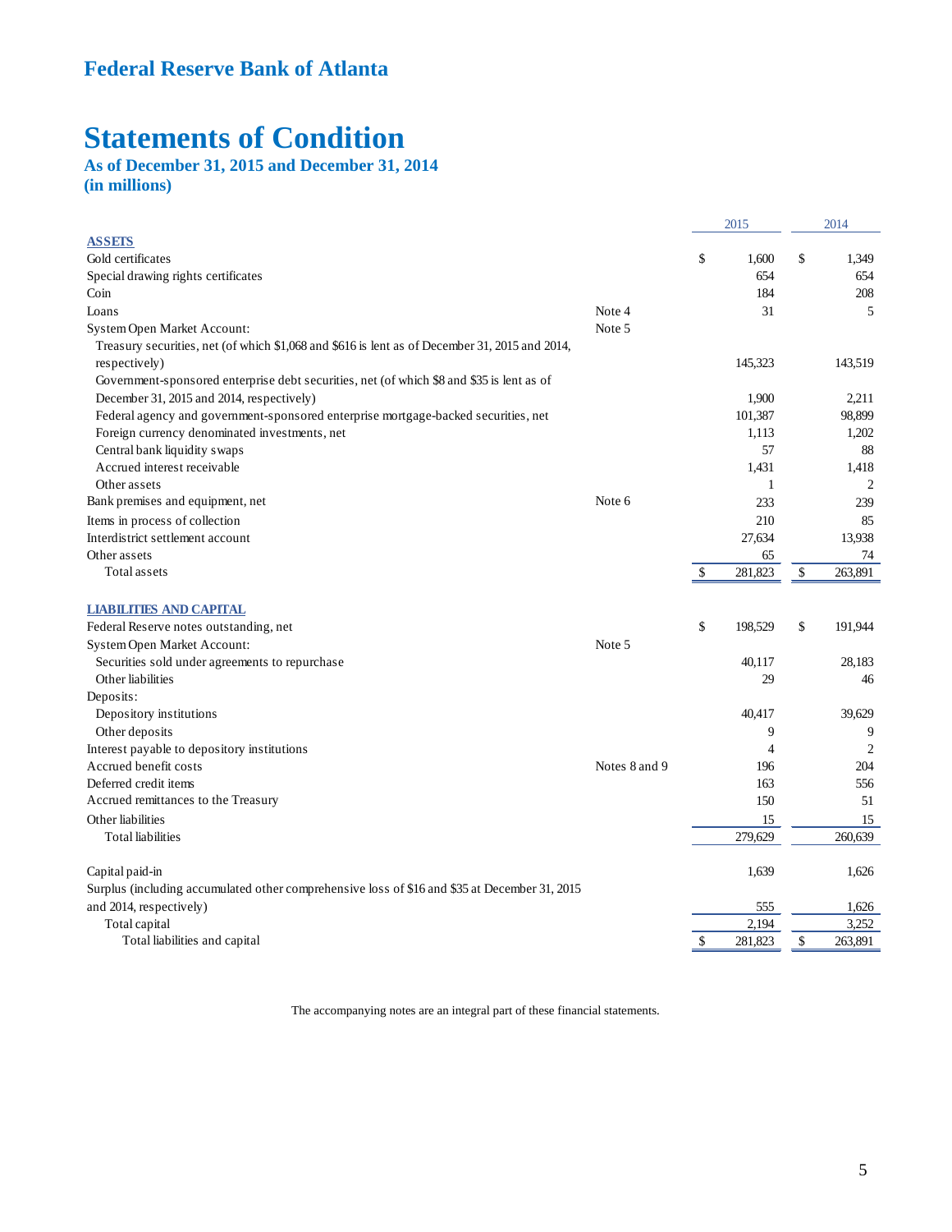## Federal Reserve Bank of Atlanta

# Statements of Condition

### As of December 31, 2015 and December 31, 2014
### (in millions)

| | | 2015 | 2014 |
|---|---|---|---|
| **ASSETS** | | | |
| Gold certificates | | $ 1,600 | $ 1,349 |
| Special drawing rights certificates | | 654 | 654 |
| Coin | | 184 | 208 |
| Loans | Note 4 | 31 | 5 |
| System Open Market Account: | Note 5 | | |
| Treasury securities, net (of which $1,068 and $616 is lent as of December 31, 2015 and 2014, respectively) | | 145,323 | 143,519 |
| Government-sponsored enterprise debt securities, net (of which $8 and $35 is lent as of December 31, 2015 and 2014, respectively) | | 1,900 | 2,211 |
| Federal agency and government-sponsored enterprise mortgage-backed securities, net | | 101,387 | 98,899 |
| Foreign currency denominated investments, net | | 1,113 | 1,202 |
| Central bank liquidity swaps | | 57 | 88 |
| Accrued interest receivable | | 1,431 | 1,418 |
| Other assets | | 1 | 2 |
| Bank premises and equipment, net | Note 6 | 233 | 239 |
| Items in process of collection | | 210 | 85 |
| Interdistrict settlement account | | 27,634 | 13,938 |
| Other assets | | 65 | 74 |
| Total assets | | $ 281,823 | $ 263,891 |
| **LIABILITIES AND CAPITAL** | | | |
| Federal Reserve notes outstanding, net | | $ 198,529 | $ 191,944 |
| System Open Market Account: | Note 5 | | |
| Securities sold under agreements to repurchase | | 40,117 | 28,183 |
| Other liabilities | | 29 | 46 |
| Deposits: | | | |
| Depository institutions | | 40,417 | 39,629 |
| Other deposits | | 9 | 9 |
| Interest payable to depository institutions | | 4 | 2 |
| Accrued benefit costs | Notes 8 and 9 | 196 | 204 |
| Deferred credit items | | 163 | 556 |
| Accrued remittances to the Treasury | | 150 | 51 |
| Other liabilities | | 15 | 15 |
| Total liabilities | | 279,629 | 260,639 |
| Capital paid-in | | 1,639 | 1,626 |
| Surplus (including accumulated other comprehensive loss of $16 and $35 at December 31, 2015 and 2014, respectively) | | 555 | 1,626 |
| Total capital | | 2,194 | 3,252 |
| Total liabilities and capital | | $ 281,823 | $ 263,891 |

The accompanying notes are an integral part of these financial statements.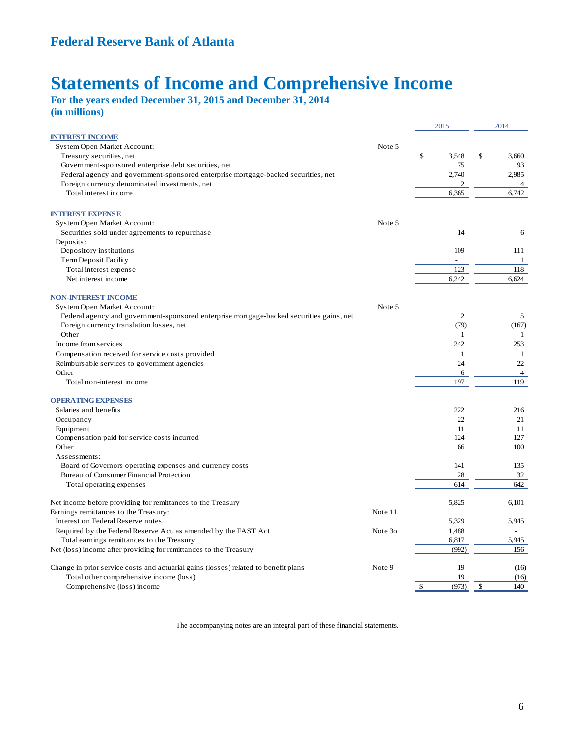# Federal Reserve Bank of Atlanta

# Statements of Income and Comprehensive Income

### For the years ended December 31, 2015 and December 31, 2014
### (in millions)

| | | 2015 | 2014 |
|---|---|---|---|
| **INTEREST INCOME** | | | |
| System Open Market Account: | Note 5 | | |
| Treasury securities, net | | $ 3,548 | $ 3,660 |
| Government-sponsored enterprise debt securities, net | | 75 | 93 |
| Federal agency and government-sponsored enterprise mortgage-backed securities, net | | 2,740 | 2,985 |
| Foreign currency denominated investments, net | | 2 | 4 |
| Total interest income | | 6,365 | 6,742 |
| | | | |
| **INTEREST EXPENSE** | | | |
| System Open Market Account: | Note 5 | | |
| Securities sold under agreements to repurchase | | 14 | 6 |
| Deposits: | | | |
| Depository institutions | | 109 | 111 |
| Term Deposit Facility | | - | 1 |
| Total interest expense | | 123 | 118 |
| Net interest income | | 6,242 | 6,624 |
| | | | |
| **NON-INTEREST INCOME** | | | |
| System Open Market Account: | Note 5 | | |
| Federal agency and government-sponsored enterprise mortgage-backed securities gains, net | | 2 | 5 |
| Foreign currency translation losses, net | | (79) | (167) |
| Other | | 1 | 1 |
| Income from services | | 242 | 253 |
| Compensation received for service costs provided | | 1 | 1 |
| Reimbursable services to government agencies | | 24 | 22 |
| Other | | 6 | 4 |
| Total non-interest income | | 197 | 119 |
| | | | |
| **OPERATING EXPENSES** | | | |
| Salaries and benefits | | 222 | 216 |
| Occupancy | | 22 | 21 |
| Equipment | | 11 | 11 |
| Compensation paid for service costs incurred | | 124 | 127 |
| Other | | 66 | 100 |
| Assessments: | | | |
| Board of Governors operating expenses and currency costs | | 141 | 135 |
| Bureau of Consumer Financial Protection | | 28 | 32 |
| Total operating expenses | | 614 | 642 |
| | | | |
| Net income before providing for remittances to the Treasury | | 5,825 | 6,101 |
| Earnings remittances to the Treasury: | Note 11 | | |
| Interest on Federal Reserve notes | | 5,329 | 5,945 |
| Required by the Federal Reserve Act, as amended by the FAST Act | Note 3o | 1,488 | - |
| Total earnings remittances to the Treasury | | 6,817 | 5,945 |
| Net (loss) income after providing for remittances to the Treasury | | (992) | 156 |
| | | | |
| Change in prior service costs and actuarial gains (losses) related to benefit plans | Note 9 | 19 | (16) |
| Total other comprehensive income (loss) | | 19 | (16) |
| Comprehensive (loss) income | | $ (973) | $ 140 |

The accompanying notes are an integral part of these financial statements.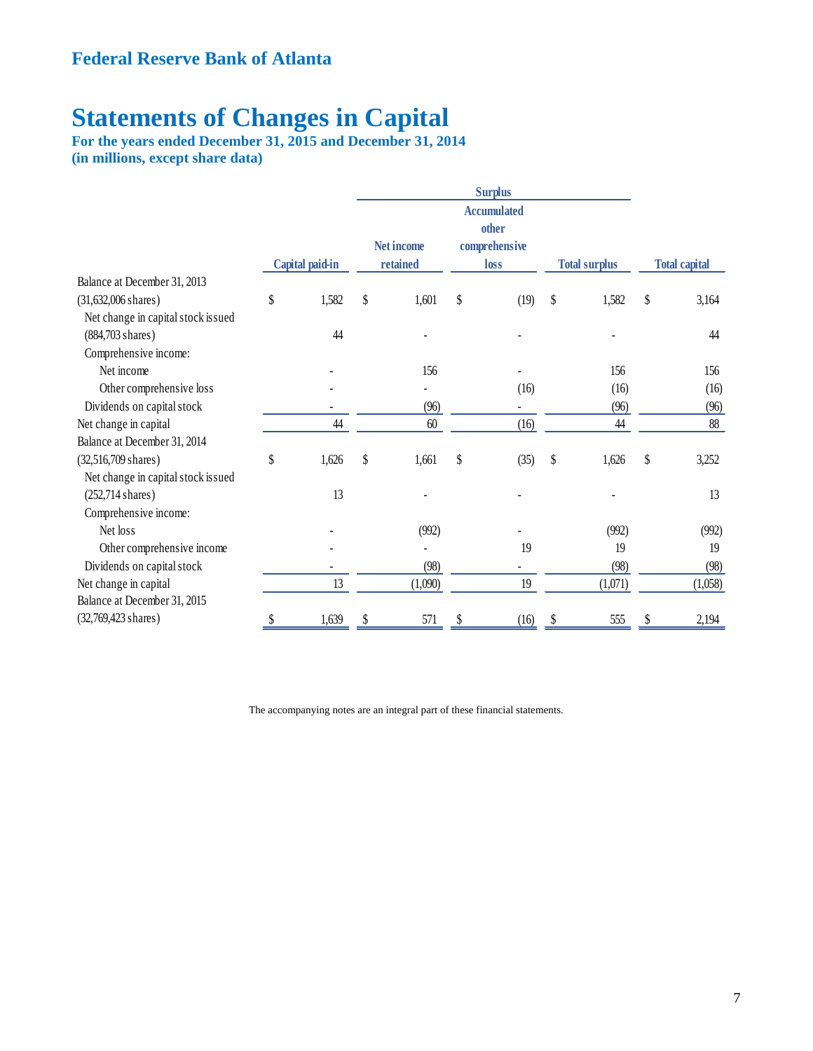# Federal Reserve Bank of Atlanta

# Statements of Changes in Capital

**For the years ended December 31, 2015 and December 31, 2014**
**(in millions, except share data)**

| | | Surplus | | | |
|---|---|---|---|---|---|
| | Capital paid-in | Net income retained | Accumulated other comprehensive loss | Total surplus | Total capital |
| Balance at December 31, 2013 (31,632,006 shares) | $ 1,582 | $ 1,601 | $ (19) | $ 1,582 | $ 3,164 |
| Net change in capital stock issued (884,703 shares) | 44 | - | - | - | 44 |
| Comprehensive income: | | | | | |
| Net income | - | 156 | - | 156 | 156 |
| Other comprehensive loss | - | - | (16) | (16) | (16) |
| Dividends on capital stock | - | (96) | - | (96) | (96) |
| Net change in capital | 44 | 60 | (16) | 44 | 88 |
| Balance at December 31, 2014 (32,516,709 shares) | $ 1,626 | $ 1,661 | $ (35) | $ 1,626 | $ 3,252 |
| Net change in capital stock issued (252,714 shares) | 13 | - | - | - | 13 |
| Comprehensive income: | | | | | |
| Net loss | - | (992) | - | (992) | (992) |
| Other comprehensive income | - | - | 19 | 19 | 19 |
| Dividends on capital stock | - | (98) | - | (98) | (98) |
| Net change in capital | 13 | (1,090) | 19 | (1,071) | (1,058) |
| Balance at December 31, 2015 (32,769,423 shares) | $ 1,639 | $ 571 | $ (16) | $ 555 | $ 2,194 |

The accompanying notes are an integral part of these financial statements.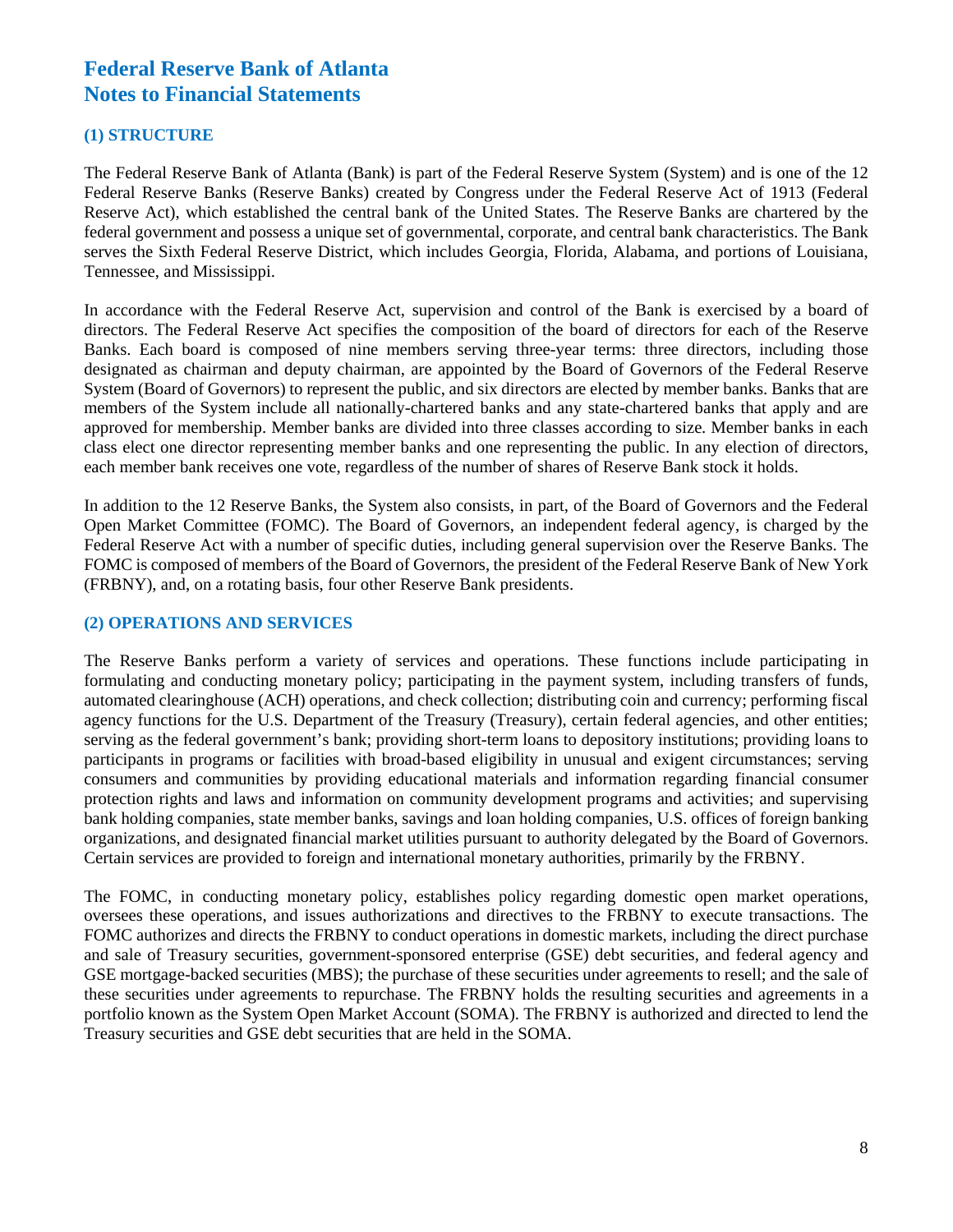# Federal Reserve Bank of Atlanta
# Notes to Financial Statements

## (1) STRUCTURE

The Federal Reserve Bank of Atlanta (Bank) is part of the Federal Reserve System (System) and is one of the 12 Federal Reserve Banks (Reserve Banks) created by Congress under the Federal Reserve Act of 1913 (Federal Reserve Act), which established the central bank of the United States. The Reserve Banks are chartered by the federal government and possess a unique set of governmental, corporate, and central bank characteristics. The Bank serves the Sixth Federal Reserve District, which includes Georgia, Florida, Alabama, and portions of Louisiana, Tennessee, and Mississippi.

In accordance with the Federal Reserve Act, supervision and control of the Bank is exercised by a board of directors. The Federal Reserve Act specifies the composition of the board of directors for each of the Reserve Banks. Each board is composed of nine members serving three-year terms: three directors, including those designated as chairman and deputy chairman, are appointed by the Board of Governors of the Federal Reserve System (Board of Governors) to represent the public, and six directors are elected by member banks. Banks that are members of the System include all nationally-chartered banks and any state-chartered banks that apply and are approved for membership. Member banks are divided into three classes according to size. Member banks in each class elect one director representing member banks and one representing the public. In any election of directors, each member bank receives one vote, regardless of the number of shares of Reserve Bank stock it holds.

In addition to the 12 Reserve Banks, the System also consists, in part, of the Board of Governors and the Federal Open Market Committee (FOMC). The Board of Governors, an independent federal agency, is charged by the Federal Reserve Act with a number of specific duties, including general supervision over the Reserve Banks. The FOMC is composed of members of the Board of Governors, the president of the Federal Reserve Bank of New York (FRBNY), and, on a rotating basis, four other Reserve Bank presidents.

## (2) OPERATIONS AND SERVICES

The Reserve Banks perform a variety of services and operations. These functions include participating in formulating and conducting monetary policy; participating in the payment system, including transfers of funds, automated clearinghouse (ACH) operations, and check collection; distributing coin and currency; performing fiscal agency functions for the U.S. Department of the Treasury (Treasury), certain federal agencies, and other entities; serving as the federal government's bank; providing short-term loans to depository institutions; providing loans to participants in programs or facilities with broad-based eligibility in unusual and exigent circumstances; serving consumers and communities by providing educational materials and information regarding financial consumer protection rights and laws and information on community development programs and activities; and supervising bank holding companies, state member banks, savings and loan holding companies, U.S. offices of foreign banking organizations, and designated financial market utilities pursuant to authority delegated by the Board of Governors. Certain services are provided to foreign and international monetary authorities, primarily by the FRBNY.

The FOMC, in conducting monetary policy, establishes policy regarding domestic open market operations, oversees these operations, and issues authorizations and directives to the FRBNY to execute transactions. The FOMC authorizes and directs the FRBNY to conduct operations in domestic markets, including the direct purchase and sale of Treasury securities, government-sponsored enterprise (GSE) debt securities, and federal agency and GSE mortgage-backed securities (MBS); the purchase of these securities under agreements to resell; and the sale of these securities under agreements to repurchase. The FRBNY holds the resulting securities and agreements in a portfolio known as the System Open Market Account (SOMA). The FRBNY is authorized and directed to lend the Treasury securities and GSE debt securities that are held in the SOMA.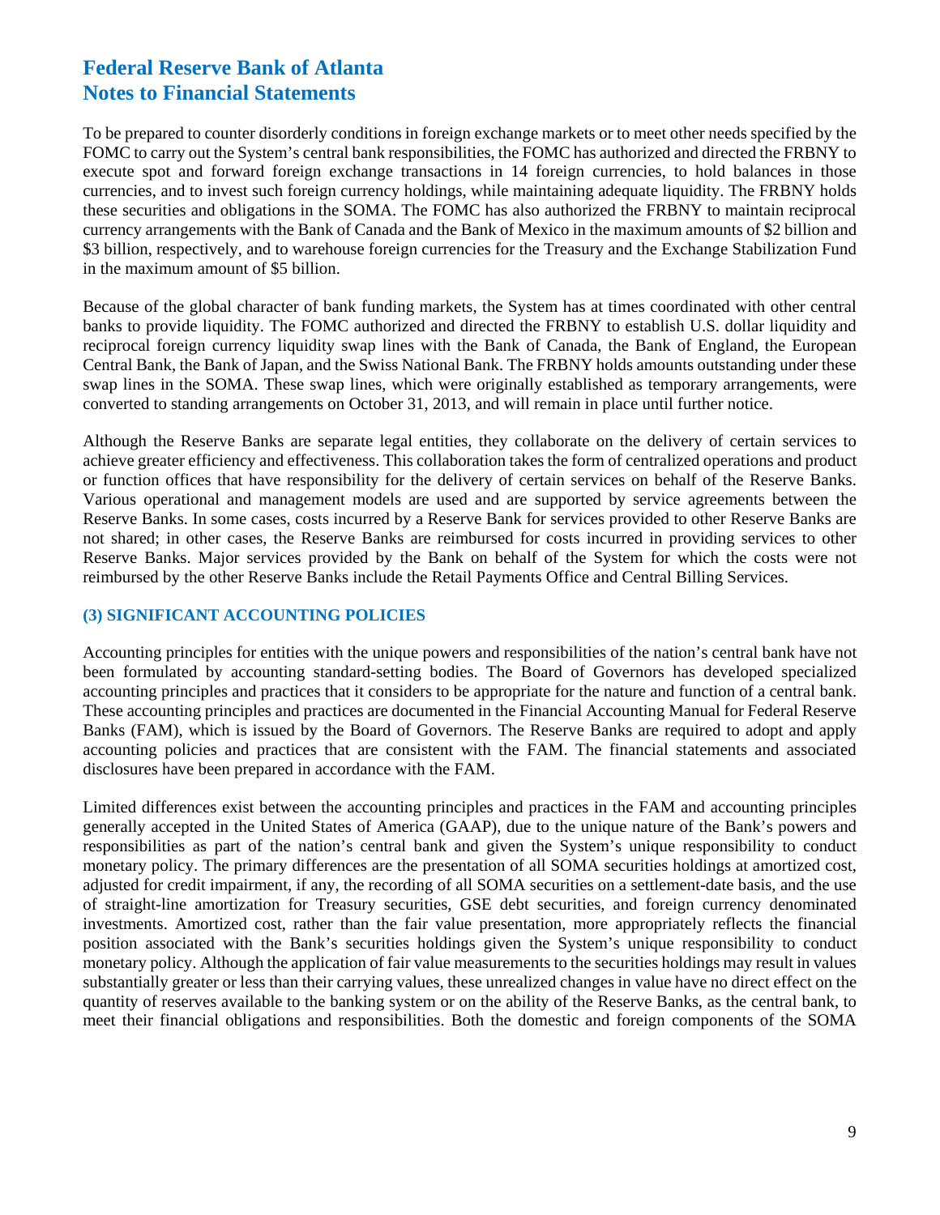To be prepared to counter disorderly conditions in foreign exchange markets or to meet other needs specified by the FOMC to carry out the System's central bank responsibilities, the FOMC has authorized and directed the FRBNY to execute spot and forward foreign exchange transactions in 14 foreign currencies, to hold balances in those currencies, and to invest such foreign currency holdings, while maintaining adequate liquidity. The FRBNY holds these securities and obligations in the SOMA. The FOMC has also authorized the FRBNY to maintain reciprocal currency arrangements with the Bank of Canada and the Bank of Mexico in the maximum amounts of $2 billion and $3 billion, respectively, and to warehouse foreign currencies for the Treasury and the Exchange Stabilization Fund in the maximum amount of $5 billion.

Because of the global character of bank funding markets, the System has at times coordinated with other central banks to provide liquidity. The FOMC authorized and directed the FRBNY to establish U.S. dollar liquidity and reciprocal foreign currency liquidity swap lines with the Bank of Canada, the Bank of England, the European Central Bank, the Bank of Japan, and the Swiss National Bank. The FRBNY holds amounts outstanding under these swap lines in the SOMA. These swap lines, which were originally established as temporary arrangements, were converted to standing arrangements on October 31, 2013, and will remain in place until further notice.

Although the Reserve Banks are separate legal entities, they collaborate on the delivery of certain services to achieve greater efficiency and effectiveness. This collaboration takes the form of centralized operations and product or function offices that have responsibility for the delivery of certain services on behalf of the Reserve Banks. Various operational and management models are used and are supported by service agreements between the Reserve Banks. In some cases, costs incurred by a Reserve Bank for services provided to other Reserve Banks are not shared; in other cases, the Reserve Banks are reimbursed for costs incurred in providing services to other Reserve Banks. Major services provided by the Bank on behalf of the System for which the costs were not reimbursed by the other Reserve Banks include the Retail Payments Office and Central Billing Services.

### (3) SIGNIFICANT ACCOUNTING POLICIES

Accounting principles for entities with the unique powers and responsibilities of the nation's central bank have not been formulated by accounting standard-setting bodies. The Board of Governors has developed specialized accounting principles and practices that it considers to be appropriate for the nature and function of a central bank. These accounting principles and practices are documented in the Financial Accounting Manual for Federal Reserve Banks (FAM), which is issued by the Board of Governors. The Reserve Banks are required to adopt and apply accounting policies and practices that are consistent with the FAM. The financial statements and associated disclosures have been prepared in accordance with the FAM.

Limited differences exist between the accounting principles and practices in the FAM and accounting principles generally accepted in the United States of America (GAAP), due to the unique nature of the Bank's powers and responsibilities as part of the nation's central bank and given the System's unique responsibility to conduct monetary policy. The primary differences are the presentation of all SOMA securities holdings at amortized cost, adjusted for credit impairment, if any, the recording of all SOMA securities on a settlement-date basis, and the use of straight-line amortization for Treasury securities, GSE debt securities, and foreign currency denominated investments. Amortized cost, rather than the fair value presentation, more appropriately reflects the financial position associated with the Bank's securities holdings given the System's unique responsibility to conduct monetary policy. Although the application of fair value measurements to the securities holdings may result in values substantially greater or less than their carrying values, these unrealized changes in value have no direct effect on the quantity of reserves available to the banking system or on the ability of the Reserve Banks, as the central bank, to meet their financial obligations and responsibilities. Both the domestic and foreign components of the SOMA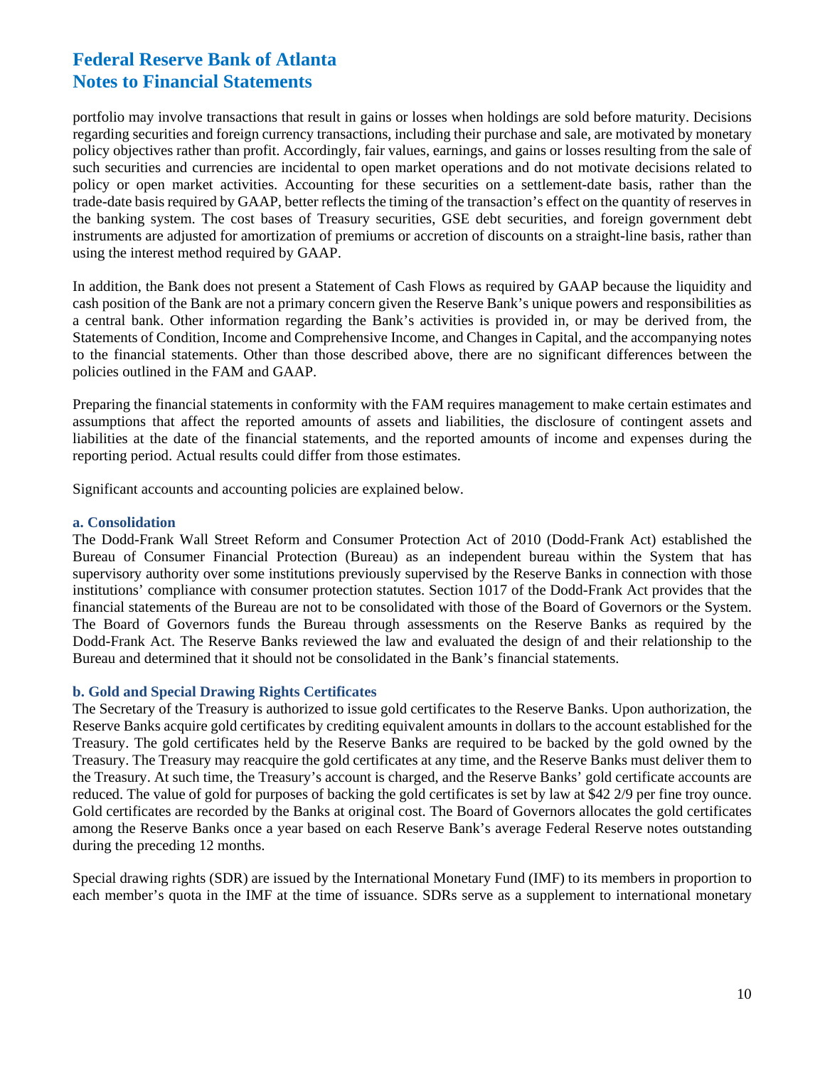portfolio may involve transactions that result in gains or losses when holdings are sold before maturity. Decisions regarding securities and foreign currency transactions, including their purchase and sale, are motivated by monetary policy objectives rather than profit. Accordingly, fair values, earnings, and gains or losses resulting from the sale of such securities and currencies are incidental to open market operations and do not motivate decisions related to policy or open market activities. Accounting for these securities on a settlement-date basis, rather than the trade-date basis required by GAAP, better reflects the timing of the transaction's effect on the quantity of reserves in the banking system. The cost bases of Treasury securities, GSE debt securities, and foreign government debt instruments are adjusted for amortization of premiums or accretion of discounts on a straight-line basis, rather than using the interest method required by GAAP.

In addition, the Bank does not present a Statement of Cash Flows as required by GAAP because the liquidity and cash position of the Bank are not a primary concern given the Reserve Bank's unique powers and responsibilities as a central bank. Other information regarding the Bank's activities is provided in, or may be derived from, the Statements of Condition, Income and Comprehensive Income, and Changes in Capital, and the accompanying notes to the financial statements. Other than those described above, there are no significant differences between the policies outlined in the FAM and GAAP.

Preparing the financial statements in conformity with the FAM requires management to make certain estimates and assumptions that affect the reported amounts of assets and liabilities, the disclosure of contingent assets and liabilities at the date of the financial statements, and the reported amounts of income and expenses during the reporting period. Actual results could differ from those estimates.

Significant accounts and accounting policies are explained below.

### a. Consolidation

The Dodd-Frank Wall Street Reform and Consumer Protection Act of 2010 (Dodd-Frank Act) established the Bureau of Consumer Financial Protection (Bureau) as an independent bureau within the System that has supervisory authority over some institutions previously supervised by the Reserve Banks in connection with those institutions' compliance with consumer protection statutes. Section 1017 of the Dodd-Frank Act provides that the financial statements of the Bureau are not to be consolidated with those of the Board of Governors or the System. The Board of Governors funds the Bureau through assessments on the Reserve Banks as required by the Dodd-Frank Act. The Reserve Banks reviewed the law and evaluated the design of and their relationship to the Bureau and determined that it should not be consolidated in the Bank's financial statements.

### b. Gold and Special Drawing Rights Certificates

The Secretary of the Treasury is authorized to issue gold certificates to the Reserve Banks. Upon authorization, the Reserve Banks acquire gold certificates by crediting equivalent amounts in dollars to the account established for the Treasury. The gold certificates held by the Reserve Banks are required to be backed by the gold owned by the Treasury. The Treasury may reacquire the gold certificates at any time, and the Reserve Banks must deliver them to the Treasury. At such time, the Treasury's account is charged, and the Reserve Banks' gold certificate accounts are reduced. The value of gold for purposes of backing the gold certificates is set by law at $42 2/9 per fine troy ounce. Gold certificates are recorded by the Banks at original cost. The Board of Governors allocates the gold certificates among the Reserve Banks once a year based on each Reserve Bank's average Federal Reserve notes outstanding during the preceding 12 months.

Special drawing rights (SDR) are issued by the International Monetary Fund (IMF) to its members in proportion to each member's quota in the IMF at the time of issuance. SDRs serve as a supplement to international monetary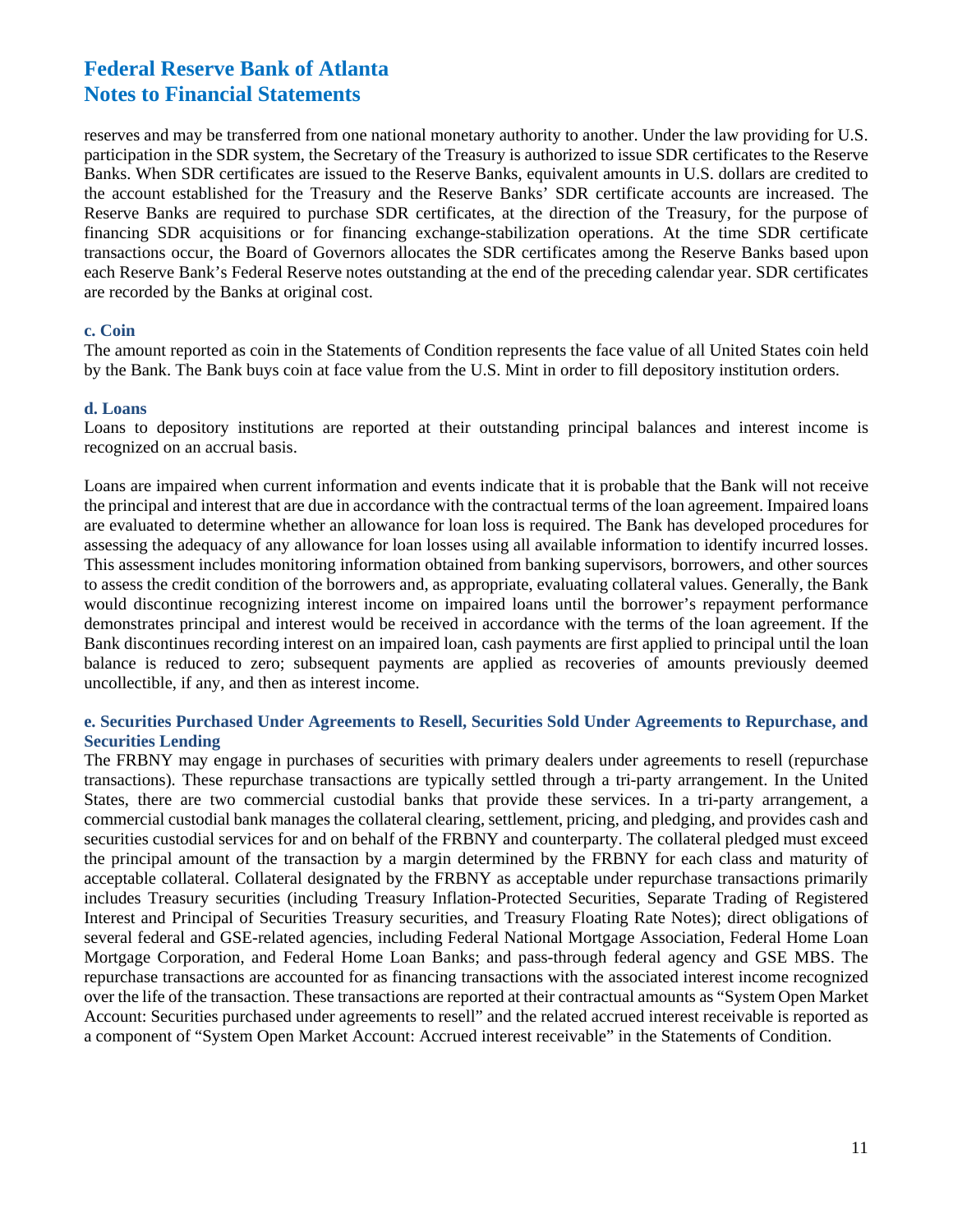reserves and may be transferred from one national monetary authority to another. Under the law providing for U.S. participation in the SDR system, the Secretary of the Treasury is authorized to issue SDR certificates to the Reserve Banks. When SDR certificates are issued to the Reserve Banks, equivalent amounts in U.S. dollars are credited to the account established for the Treasury and the Reserve Banks' SDR certificate accounts are increased. The Reserve Banks are required to purchase SDR certificates, at the direction of the Treasury, for the purpose of financing SDR acquisitions or for financing exchange-stabilization operations. At the time SDR certificate transactions occur, the Board of Governors allocates the SDR certificates among the Reserve Banks based upon each Reserve Bank's Federal Reserve notes outstanding at the end of the preceding calendar year. SDR certificates are recorded by the Banks at original cost.

### c. Coin

The amount reported as coin in the Statements of Condition represents the face value of all United States coin held by the Bank. The Bank buys coin at face value from the U.S. Mint in order to fill depository institution orders.

### d. Loans

Loans to depository institutions are reported at their outstanding principal balances and interest income is recognized on an accrual basis.

Loans are impaired when current information and events indicate that it is probable that the Bank will not receive the principal and interest that are due in accordance with the contractual terms of the loan agreement. Impaired loans are evaluated to determine whether an allowance for loan loss is required. The Bank has developed procedures for assessing the adequacy of any allowance for loan losses using all available information to identify incurred losses. This assessment includes monitoring information obtained from banking supervisors, borrowers, and other sources to assess the credit condition of the borrowers and, as appropriate, evaluating collateral values. Generally, the Bank would discontinue recognizing interest income on impaired loans until the borrower's repayment performance demonstrates principal and interest would be received in accordance with the terms of the loan agreement. If the Bank discontinues recording interest on an impaired loan, cash payments are first applied to principal until the loan balance is reduced to zero; subsequent payments are applied as recoveries of amounts previously deemed uncollectible, if any, and then as interest income.

### e. Securities Purchased Under Agreements to Resell, Securities Sold Under Agreements to Repurchase, and Securities Lending

The FRBNY may engage in purchases of securities with primary dealers under agreements to resell (repurchase transactions). These repurchase transactions are typically settled through a tri-party arrangement. In the United States, there are two commercial custodial banks that provide these services. In a tri-party arrangement, a commercial custodial bank manages the collateral clearing, settlement, pricing, and pledging, and provides cash and securities custodial services for and on behalf of the FRBNY and counterparty. The collateral pledged must exceed the principal amount of the transaction by a margin determined by the FRBNY for each class and maturity of acceptable collateral. Collateral designated by the FRBNY as acceptable under repurchase transactions primarily includes Treasury securities (including Treasury Inflation-Protected Securities, Separate Trading of Registered Interest and Principal of Securities Treasury securities, and Treasury Floating Rate Notes); direct obligations of several federal and GSE-related agencies, including Federal National Mortgage Association, Federal Home Loan Mortgage Corporation, and Federal Home Loan Banks; and pass-through federal agency and GSE MBS. The repurchase transactions are accounted for as financing transactions with the associated interest income recognized over the life of the transaction. These transactions are reported at their contractual amounts as "System Open Market Account: Securities purchased under agreements to resell" and the related accrued interest receivable is reported as a component of "System Open Market Account: Accrued interest receivable" in the Statements of Condition.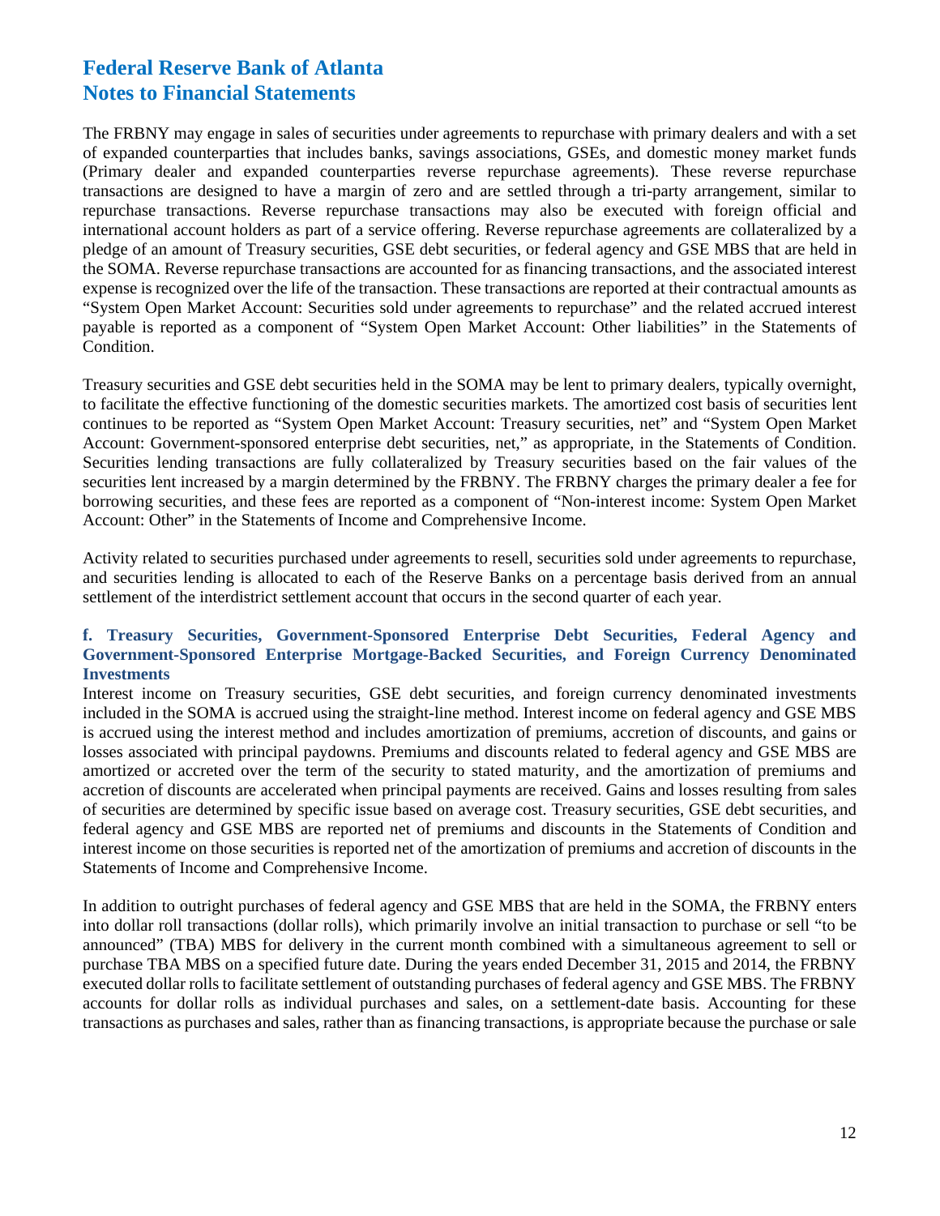The FRBNY may engage in sales of securities under agreements to repurchase with primary dealers and with a set of expanded counterparties that includes banks, savings associations, GSEs, and domestic money market funds (Primary dealer and expanded counterparties reverse repurchase agreements). These reverse repurchase transactions are designed to have a margin of zero and are settled through a tri-party arrangement, similar to repurchase transactions. Reverse repurchase transactions may also be executed with foreign official and international account holders as part of a service offering. Reverse repurchase agreements are collateralized by a pledge of an amount of Treasury securities, GSE debt securities, or federal agency and GSE MBS that are held in the SOMA. Reverse repurchase transactions are accounted for as financing transactions, and the associated interest expense is recognized over the life of the transaction. These transactions are reported at their contractual amounts as "System Open Market Account: Securities sold under agreements to repurchase" and the related accrued interest payable is reported as a component of "System Open Market Account: Other liabilities" in the Statements of Condition.

Treasury securities and GSE debt securities held in the SOMA may be lent to primary dealers, typically overnight, to facilitate the effective functioning of the domestic securities markets. The amortized cost basis of securities lent continues to be reported as "System Open Market Account: Treasury securities, net" and "System Open Market Account: Government-sponsored enterprise debt securities, net," as appropriate, in the Statements of Condition. Securities lending transactions are fully collateralized by Treasury securities based on the fair values of the securities lent increased by a margin determined by the FRBNY. The FRBNY charges the primary dealer a fee for borrowing securities, and these fees are reported as a component of "Non-interest income: System Open Market Account: Other" in the Statements of Income and Comprehensive Income.

Activity related to securities purchased under agreements to resell, securities sold under agreements to repurchase, and securities lending is allocated to each of the Reserve Banks on a percentage basis derived from an annual settlement of the interdistrict settlement account that occurs in the second quarter of each year.

### f. Treasury Securities, Government-Sponsored Enterprise Debt Securities, Federal Agency and Government-Sponsored Enterprise Mortgage-Backed Securities, and Foreign Currency Denominated Investments

Interest income on Treasury securities, GSE debt securities, and foreign currency denominated investments included in the SOMA is accrued using the straight-line method. Interest income on federal agency and GSE MBS is accrued using the interest method and includes amortization of premiums, accretion of discounts, and gains or losses associated with principal paydowns. Premiums and discounts related to federal agency and GSE MBS are amortized or accreted over the term of the security to stated maturity, and the amortization of premiums and accretion of discounts are accelerated when principal payments are received. Gains and losses resulting from sales of securities are determined by specific issue based on average cost. Treasury securities, GSE debt securities, and federal agency and GSE MBS are reported net of premiums and discounts in the Statements of Condition and interest income on those securities is reported net of the amortization of premiums and accretion of discounts in the Statements of Income and Comprehensive Income.

In addition to outright purchases of federal agency and GSE MBS that are held in the SOMA, the FRBNY enters into dollar roll transactions (dollar rolls), which primarily involve an initial transaction to purchase or sell "to be announced" (TBA) MBS for delivery in the current month combined with a simultaneous agreement to sell or purchase TBA MBS on a specified future date. During the years ended December 31, 2015 and 2014, the FRBNY executed dollar rolls to facilitate settlement of outstanding purchases of federal agency and GSE MBS. The FRBNY accounts for dollar rolls as individual purchases and sales, on a settlement-date basis. Accounting for these transactions as purchases and sales, rather than as financing transactions, is appropriate because the purchase or sale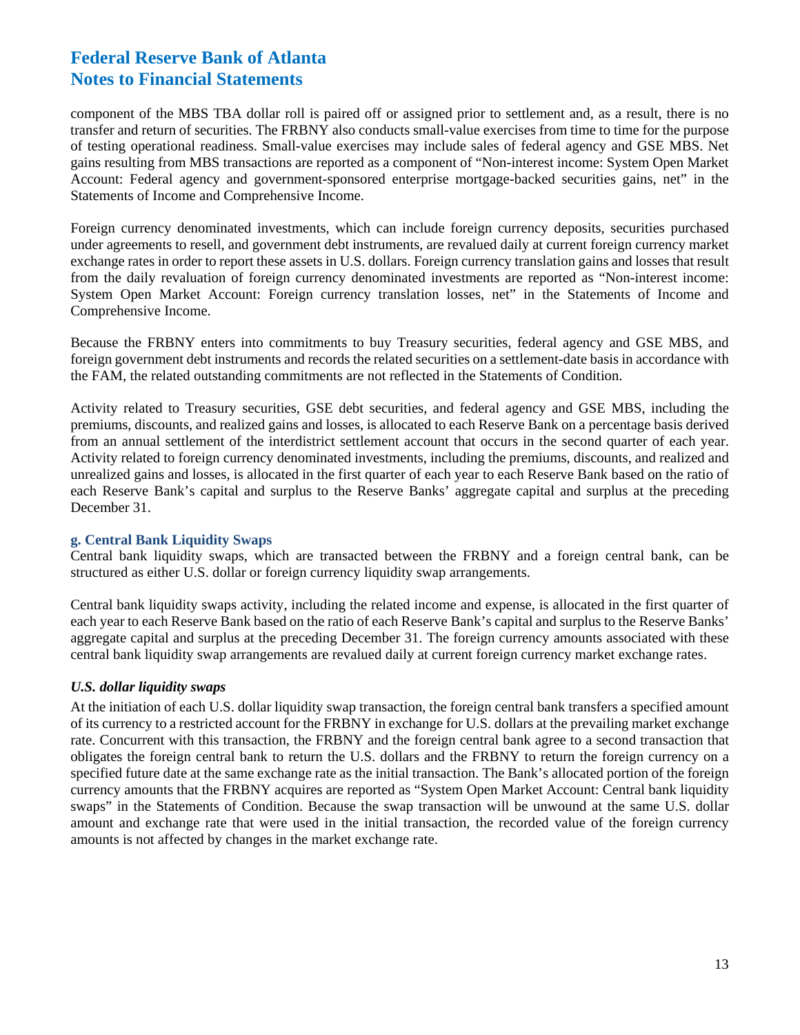component of the MBS TBA dollar roll is paired off or assigned prior to settlement and, as a result, there is no transfer and return of securities. The FRBNY also conducts small-value exercises from time to time for the purpose of testing operational readiness. Small-value exercises may include sales of federal agency and GSE MBS. Net gains resulting from MBS transactions are reported as a component of "Non-interest income: System Open Market Account: Federal agency and government-sponsored enterprise mortgage-backed securities gains, net" in the Statements of Income and Comprehensive Income.

Foreign currency denominated investments, which can include foreign currency deposits, securities purchased under agreements to resell, and government debt instruments, are revalued daily at current foreign currency market exchange rates in order to report these assets in U.S. dollars. Foreign currency translation gains and losses that result from the daily revaluation of foreign currency denominated investments are reported as "Non-interest income: System Open Market Account: Foreign currency translation losses, net" in the Statements of Income and Comprehensive Income.

Because the FRBNY enters into commitments to buy Treasury securities, federal agency and GSE MBS, and foreign government debt instruments and records the related securities on a settlement-date basis in accordance with the FAM, the related outstanding commitments are not reflected in the Statements of Condition.

Activity related to Treasury securities, GSE debt securities, and federal agency and GSE MBS, including the premiums, discounts, and realized gains and losses, is allocated to each Reserve Bank on a percentage basis derived from an annual settlement of the interdistrict settlement account that occurs in the second quarter of each year. Activity related to foreign currency denominated investments, including the premiums, discounts, and realized and unrealized gains and losses, is allocated in the first quarter of each year to each Reserve Bank based on the ratio of each Reserve Bank's capital and surplus to the Reserve Banks' aggregate capital and surplus at the preceding December 31.

### g. Central Bank Liquidity Swaps

Central bank liquidity swaps, which are transacted between the FRBNY and a foreign central bank, can be structured as either U.S. dollar or foreign currency liquidity swap arrangements.

Central bank liquidity swaps activity, including the related income and expense, is allocated in the first quarter of each year to each Reserve Bank based on the ratio of each Reserve Bank's capital and surplus to the Reserve Banks' aggregate capital and surplus at the preceding December 31. The foreign currency amounts associated with these central bank liquidity swap arrangements are revalued daily at current foreign currency market exchange rates.

#### *U.S. dollar liquidity swaps*

At the initiation of each U.S. dollar liquidity swap transaction, the foreign central bank transfers a specified amount of its currency to a restricted account for the FRBNY in exchange for U.S. dollars at the prevailing market exchange rate. Concurrent with this transaction, the FRBNY and the foreign central bank agree to a second transaction that obligates the foreign central bank to return the U.S. dollars and the FRBNY to return the foreign currency on a specified future date at the same exchange rate as the initial transaction. The Bank's allocated portion of the foreign currency amounts that the FRBNY acquires are reported as "System Open Market Account: Central bank liquidity swaps" in the Statements of Condition. Because the swap transaction will be unwound at the same U.S. dollar amount and exchange rate that were used in the initial transaction, the recorded value of the foreign currency amounts is not affected by changes in the market exchange rate.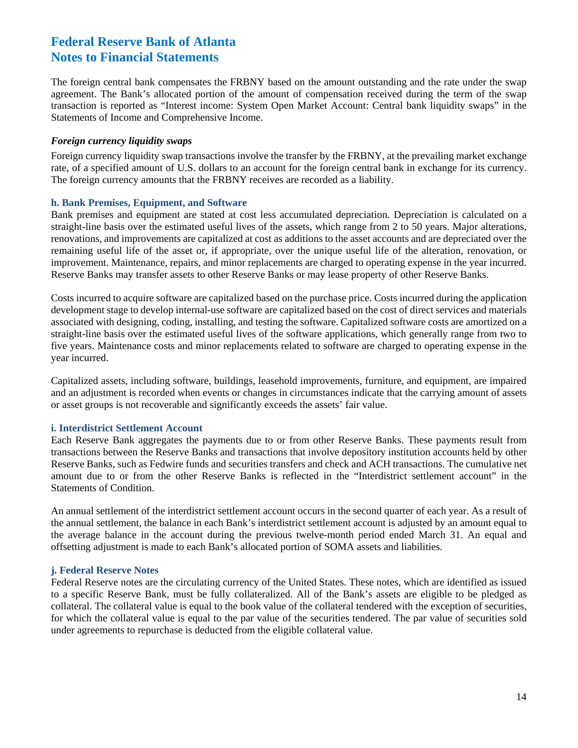The foreign central bank compensates the FRBNY based on the amount outstanding and the rate under the swap agreement. The Bank's allocated portion of the amount of compensation received during the term of the swap transaction is reported as "Interest income: System Open Market Account: Central bank liquidity swaps" in the Statements of Income and Comprehensive Income.

***Foreign currency liquidity swaps***

Foreign currency liquidity swap transactions involve the transfer by the FRBNY, at the prevailing market exchange rate, of a specified amount of U.S. dollars to an account for the foreign central bank in exchange for its currency. The foreign currency amounts that the FRBNY receives are recorded as a liability.

### h. Bank Premises, Equipment, and Software

Bank premises and equipment are stated at cost less accumulated depreciation. Depreciation is calculated on a straight-line basis over the estimated useful lives of the assets, which range from 2 to 50 years. Major alterations, renovations, and improvements are capitalized at cost as additions to the asset accounts and are depreciated over the remaining useful life of the asset or, if appropriate, over the unique useful life of the alteration, renovation, or improvement. Maintenance, repairs, and minor replacements are charged to operating expense in the year incurred. Reserve Banks may transfer assets to other Reserve Banks or may lease property of other Reserve Banks.

Costs incurred to acquire software are capitalized based on the purchase price. Costs incurred during the application development stage to develop internal-use software are capitalized based on the cost of direct services and materials associated with designing, coding, installing, and testing the software. Capitalized software costs are amortized on a straight-line basis over the estimated useful lives of the software applications, which generally range from two to five years. Maintenance costs and minor replacements related to software are charged to operating expense in the year incurred.

Capitalized assets, including software, buildings, leasehold improvements, furniture, and equipment, are impaired and an adjustment is recorded when events or changes in circumstances indicate that the carrying amount of assets or asset groups is not recoverable and significantly exceeds the assets' fair value.

### i. Interdistrict Settlement Account

Each Reserve Bank aggregates the payments due to or from other Reserve Banks. These payments result from transactions between the Reserve Banks and transactions that involve depository institution accounts held by other Reserve Banks, such as Fedwire funds and securities transfers and check and ACH transactions. The cumulative net amount due to or from the other Reserve Banks is reflected in the "Interdistrict settlement account" in the Statements of Condition.

An annual settlement of the interdistrict settlement account occurs in the second quarter of each year. As a result of the annual settlement, the balance in each Bank's interdistrict settlement account is adjusted by an amount equal to the average balance in the account during the previous twelve-month period ended March 31. An equal and offsetting adjustment is made to each Bank's allocated portion of SOMA assets and liabilities.

### j. Federal Reserve Notes

Federal Reserve notes are the circulating currency of the United States. These notes, which are identified as issued to a specific Reserve Bank, must be fully collateralized. All of the Bank's assets are eligible to be pledged as collateral. The collateral value is equal to the book value of the collateral tendered with the exception of securities, for which the collateral value is equal to the par value of the securities tendered. The par value of securities sold under agreements to repurchase is deducted from the eligible collateral value.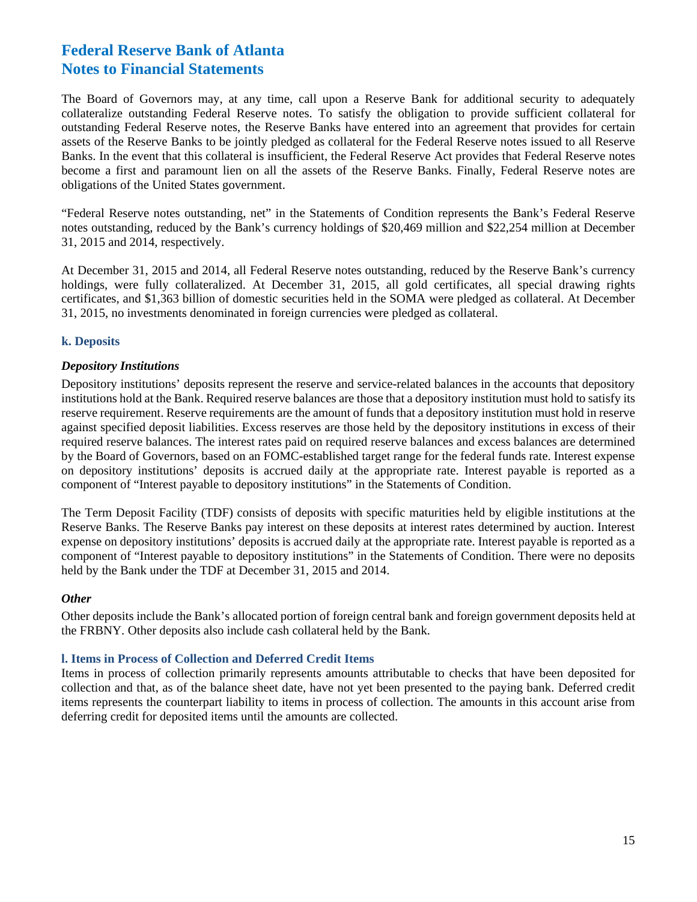The Board of Governors may, at any time, call upon a Reserve Bank for additional security to adequately collateralize outstanding Federal Reserve notes. To satisfy the obligation to provide sufficient collateral for outstanding Federal Reserve notes, the Reserve Banks have entered into an agreement that provides for certain assets of the Reserve Banks to be jointly pledged as collateral for the Federal Reserve notes issued to all Reserve Banks. In the event that this collateral is insufficient, the Federal Reserve Act provides that Federal Reserve notes become a first and paramount lien on all the assets of the Reserve Banks. Finally, Federal Reserve notes are obligations of the United States government.

"Federal Reserve notes outstanding, net" in the Statements of Condition represents the Bank's Federal Reserve notes outstanding, reduced by the Bank's currency holdings of $20,469 million and $22,254 million at December 31, 2015 and 2014, respectively.

At December 31, 2015 and 2014, all Federal Reserve notes outstanding, reduced by the Reserve Bank's currency holdings, were fully collateralized. At December 31, 2015, all gold certificates, all special drawing rights certificates, and $1,363 billion of domestic securities held in the SOMA were pledged as collateral. At December 31, 2015, no investments denominated in foreign currencies were pledged as collateral.

### k. Deposits

***Depository Institutions***

Depository institutions' deposits represent the reserve and service-related balances in the accounts that depository institutions hold at the Bank. Required reserve balances are those that a depository institution must hold to satisfy its reserve requirement. Reserve requirements are the amount of funds that a depository institution must hold in reserve against specified deposit liabilities. Excess reserves are those held by the depository institutions in excess of their required reserve balances. The interest rates paid on required reserve balances and excess balances are determined by the Board of Governors, based on an FOMC-established target range for the federal funds rate. Interest expense on depository institutions' deposits is accrued daily at the appropriate rate. Interest payable is reported as a component of "Interest payable to depository institutions" in the Statements of Condition.

The Term Deposit Facility (TDF) consists of deposits with specific maturities held by eligible institutions at the Reserve Banks. The Reserve Banks pay interest on these deposits at interest rates determined by auction. Interest expense on depository institutions' deposits is accrued daily at the appropriate rate. Interest payable is reported as a component of "Interest payable to depository institutions" in the Statements of Condition. There were no deposits held by the Bank under the TDF at December 31, 2015 and 2014.

***Other***

Other deposits include the Bank's allocated portion of foreign central bank and foreign government deposits held at the FRBNY. Other deposits also include cash collateral held by the Bank.

### l. Items in Process of Collection and Deferred Credit Items

Items in process of collection primarily represents amounts attributable to checks that have been deposited for collection and that, as of the balance sheet date, have not yet been presented to the paying bank. Deferred credit items represents the counterpart liability to items in process of collection. The amounts in this account arise from deferring credit for deposited items until the amounts are collected.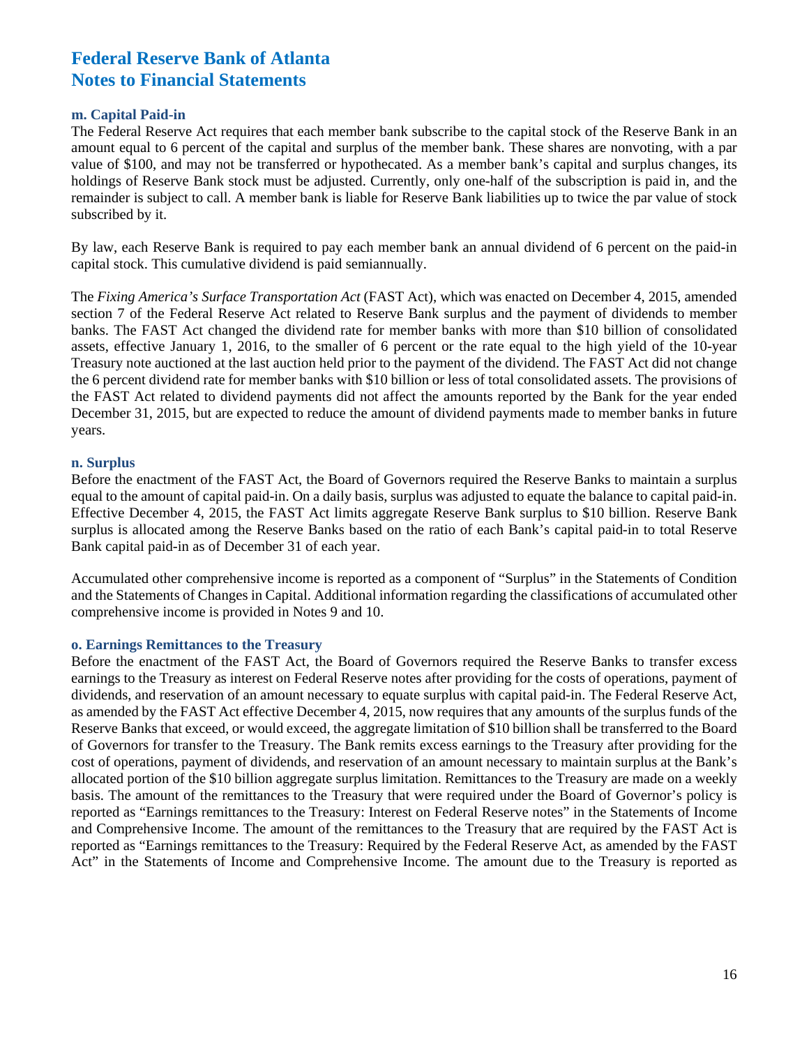### m. Capital Paid-in

The Federal Reserve Act requires that each member bank subscribe to the capital stock of the Reserve Bank in an amount equal to 6 percent of the capital and surplus of the member bank. These shares are nonvoting, with a par value of $100, and may not be transferred or hypothecated. As a member bank's capital and surplus changes, its holdings of Reserve Bank stock must be adjusted. Currently, only one-half of the subscription is paid in, and the remainder is subject to call. A member bank is liable for Reserve Bank liabilities up to twice the par value of stock subscribed by it.

By law, each Reserve Bank is required to pay each member bank an annual dividend of 6 percent on the paid-in capital stock. This cumulative dividend is paid semiannually.

The *Fixing America's Surface Transportation Act* (FAST Act), which was enacted on December 4, 2015, amended section 7 of the Federal Reserve Act related to Reserve Bank surplus and the payment of dividends to member banks. The FAST Act changed the dividend rate for member banks with more than $10 billion of consolidated assets, effective January 1, 2016, to the smaller of 6 percent or the rate equal to the high yield of the 10-year Treasury note auctioned at the last auction held prior to the payment of the dividend. The FAST Act did not change the 6 percent dividend rate for member banks with $10 billion or less of total consolidated assets. The provisions of the FAST Act related to dividend payments did not affect the amounts reported by the Bank for the year ended December 31, 2015, but are expected to reduce the amount of dividend payments made to member banks in future years.

### n. Surplus

Before the enactment of the FAST Act, the Board of Governors required the Reserve Banks to maintain a surplus equal to the amount of capital paid-in. On a daily basis, surplus was adjusted to equate the balance to capital paid-in. Effective December 4, 2015, the FAST Act limits aggregate Reserve Bank surplus to $10 billion. Reserve Bank surplus is allocated among the Reserve Banks based on the ratio of each Bank's capital paid-in to total Reserve Bank capital paid-in as of December 31 of each year.

Accumulated other comprehensive income is reported as a component of "Surplus" in the Statements of Condition and the Statements of Changes in Capital. Additional information regarding the classifications of accumulated other comprehensive income is provided in Notes 9 and 10.

### o. Earnings Remittances to the Treasury

Before the enactment of the FAST Act, the Board of Governors required the Reserve Banks to transfer excess earnings to the Treasury as interest on Federal Reserve notes after providing for the costs of operations, payment of dividends, and reservation of an amount necessary to equate surplus with capital paid-in. The Federal Reserve Act, as amended by the FAST Act effective December 4, 2015, now requires that any amounts of the surplus funds of the Reserve Banks that exceed, or would exceed, the aggregate limitation of $10 billion shall be transferred to the Board of Governors for transfer to the Treasury. The Bank remits excess earnings to the Treasury after providing for the cost of operations, payment of dividends, and reservation of an amount necessary to maintain surplus at the Bank's allocated portion of the $10 billion aggregate surplus limitation. Remittances to the Treasury are made on a weekly basis. The amount of the remittances to the Treasury that were required under the Board of Governor's policy is reported as "Earnings remittances to the Treasury: Interest on Federal Reserve notes" in the Statements of Income and Comprehensive Income. The amount of the remittances to the Treasury that are required by the FAST Act is reported as "Earnings remittances to the Treasury: Required by the Federal Reserve Act, as amended by the FAST Act" in the Statements of Income and Comprehensive Income. The amount due to the Treasury is reported as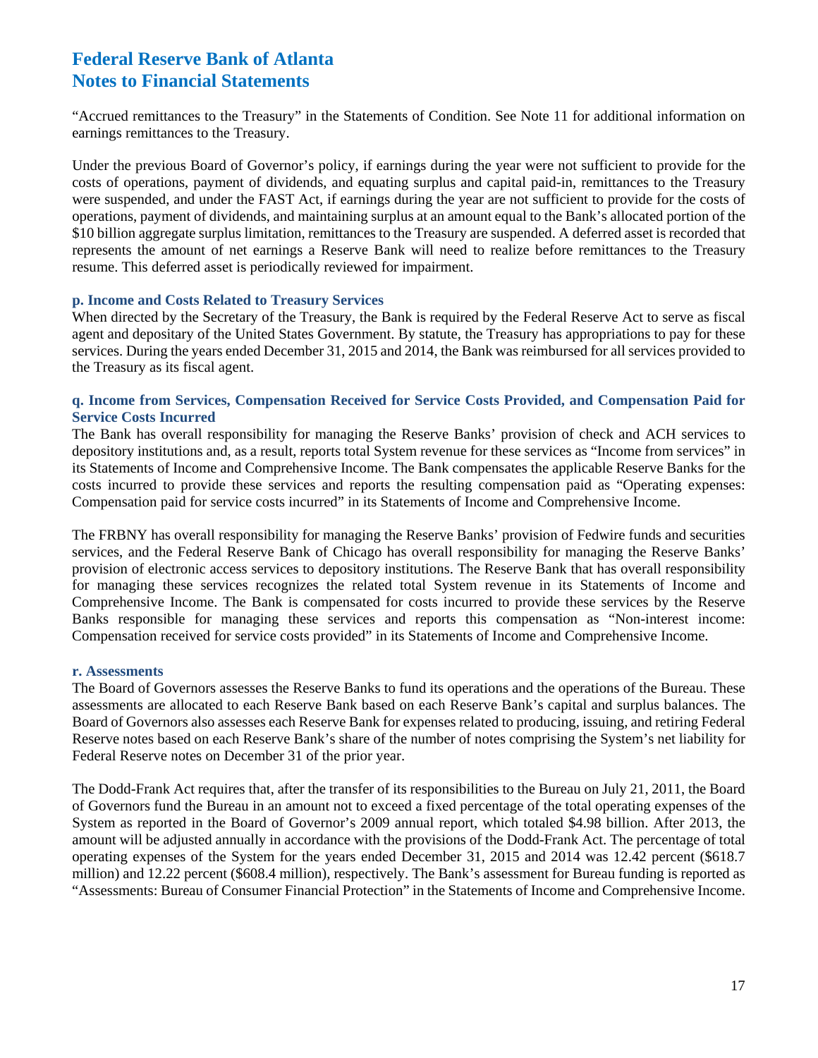"Accrued remittances to the Treasury" in the Statements of Condition. See Note 11 for additional information on earnings remittances to the Treasury.

Under the previous Board of Governor's policy, if earnings during the year were not sufficient to provide for the costs of operations, payment of dividends, and equating surplus and capital paid-in, remittances to the Treasury were suspended, and under the FAST Act, if earnings during the year are not sufficient to provide for the costs of operations, payment of dividends, and maintaining surplus at an amount equal to the Bank's allocated portion of the \$10 billion aggregate surplus limitation, remittances to the Treasury are suspended. A deferred asset is recorded that represents the amount of net earnings a Reserve Bank will need to realize before remittances to the Treasury resume. This deferred asset is periodically reviewed for impairment.

### p. Income and Costs Related to Treasury Services

When directed by the Secretary of the Treasury, the Bank is required by the Federal Reserve Act to serve as fiscal agent and depositary of the United States Government. By statute, the Treasury has appropriations to pay for these services. During the years ended December 31, 2015 and 2014, the Bank was reimbursed for all services provided to the Treasury as its fiscal agent.

### q. Income from Services, Compensation Received for Service Costs Provided, and Compensation Paid for Service Costs Incurred

The Bank has overall responsibility for managing the Reserve Banks' provision of check and ACH services to depository institutions and, as a result, reports total System revenue for these services as "Income from services" in its Statements of Income and Comprehensive Income. The Bank compensates the applicable Reserve Banks for the costs incurred to provide these services and reports the resulting compensation paid as "Operating expenses: Compensation paid for service costs incurred" in its Statements of Income and Comprehensive Income.

The FRBNY has overall responsibility for managing the Reserve Banks' provision of Fedwire funds and securities services, and the Federal Reserve Bank of Chicago has overall responsibility for managing the Reserve Banks' provision of electronic access services to depository institutions. The Reserve Bank that has overall responsibility for managing these services recognizes the related total System revenue in its Statements of Income and Comprehensive Income. The Bank is compensated for costs incurred to provide these services by the Reserve Banks responsible for managing these services and reports this compensation as "Non-interest income: Compensation received for service costs provided" in its Statements of Income and Comprehensive Income.

### r. Assessments

The Board of Governors assesses the Reserve Banks to fund its operations and the operations of the Bureau. These assessments are allocated to each Reserve Bank based on each Reserve Bank's capital and surplus balances. The Board of Governors also assesses each Reserve Bank for expenses related to producing, issuing, and retiring Federal Reserve notes based on each Reserve Bank's share of the number of notes comprising the System's net liability for Federal Reserve notes on December 31 of the prior year.

The Dodd-Frank Act requires that, after the transfer of its responsibilities to the Bureau on July 21, 2011, the Board of Governors fund the Bureau in an amount not to exceed a fixed percentage of the total operating expenses of the System as reported in the Board of Governor's 2009 annual report, which totaled \$4.98 billion. After 2013, the amount will be adjusted annually in accordance with the provisions of the Dodd-Frank Act. The percentage of total operating expenses of the System for the years ended December 31, 2015 and 2014 was 12.42 percent (\$618.7 million) and 12.22 percent (\$608.4 million), respectively. The Bank's assessment for Bureau funding is reported as "Assessments: Bureau of Consumer Financial Protection" in the Statements of Income and Comprehensive Income.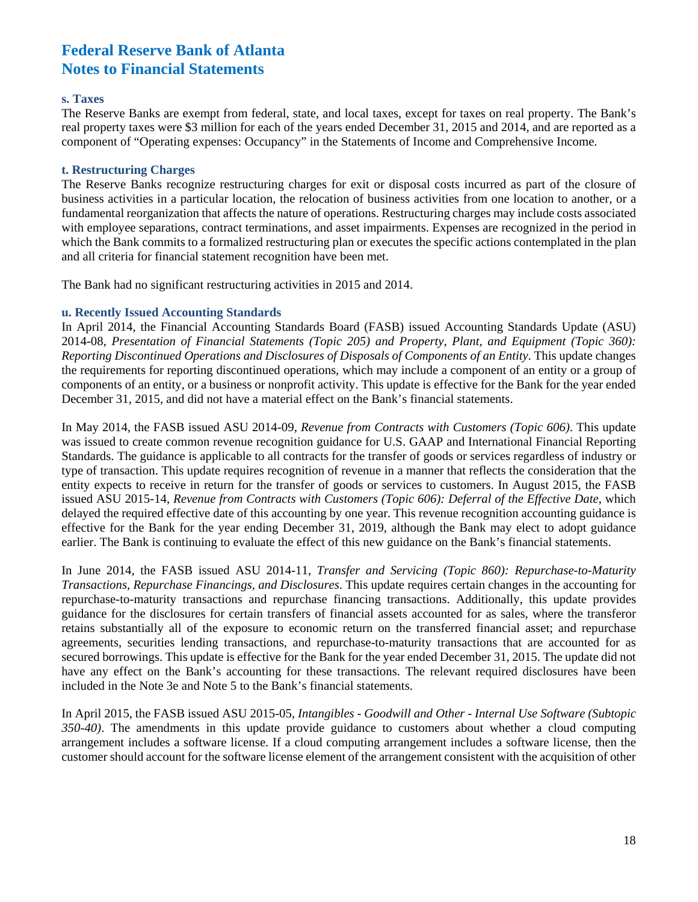# Federal Reserve Bank of Atlanta
# Notes to Financial Statements

### s. Taxes

The Reserve Banks are exempt from federal, state, and local taxes, except for taxes on real property. The Bank's real property taxes were $3 million for each of the years ended December 31, 2015 and 2014, and are reported as a component of "Operating expenses: Occupancy" in the Statements of Income and Comprehensive Income.

### t. Restructuring Charges

The Reserve Banks recognize restructuring charges for exit or disposal costs incurred as part of the closure of business activities in a particular location, the relocation of business activities from one location to another, or a fundamental reorganization that affects the nature of operations. Restructuring charges may include costs associated with employee separations, contract terminations, and asset impairments. Expenses are recognized in the period in which the Bank commits to a formalized restructuring plan or executes the specific actions contemplated in the plan and all criteria for financial statement recognition have been met.

The Bank had no significant restructuring activities in 2015 and 2014.

### u. Recently Issued Accounting Standards

In April 2014, the Financial Accounting Standards Board (FASB) issued Accounting Standards Update (ASU) 2014-08, *Presentation of Financial Statements (Topic 205) and Property, Plant, and Equipment (Topic 360): Reporting Discontinued Operations and Disclosures of Disposals of Components of an Entity*. This update changes the requirements for reporting discontinued operations, which may include a component of an entity or a group of components of an entity, or a business or nonprofit activity. This update is effective for the Bank for the year ended December 31, 2015, and did not have a material effect on the Bank's financial statements.

In May 2014, the FASB issued ASU 2014-09, *Revenue from Contracts with Customers (Topic 606)*. This update was issued to create common revenue recognition guidance for U.S. GAAP and International Financial Reporting Standards. The guidance is applicable to all contracts for the transfer of goods or services regardless of industry or type of transaction. This update requires recognition of revenue in a manner that reflects the consideration that the entity expects to receive in return for the transfer of goods or services to customers. In August 2015, the FASB issued ASU 2015-14, *Revenue from Contracts with Customers (Topic 606): Deferral of the Effective Date*, which delayed the required effective date of this accounting by one year. This revenue recognition accounting guidance is effective for the Bank for the year ending December 31, 2019, although the Bank may elect to adopt guidance earlier. The Bank is continuing to evaluate the effect of this new guidance on the Bank's financial statements.

In June 2014, the FASB issued ASU 2014-11, *Transfer and Servicing (Topic 860): Repurchase-to-Maturity Transactions, Repurchase Financings, and Disclosures*. This update requires certain changes in the accounting for repurchase-to-maturity transactions and repurchase financing transactions. Additionally, this update provides guidance for the disclosures for certain transfers of financial assets accounted for as sales, where the transferor retains substantially all of the exposure to economic return on the transferred financial asset; and repurchase agreements, securities lending transactions, and repurchase-to-maturity transactions that are accounted for as secured borrowings. This update is effective for the Bank for the year ended December 31, 2015. The update did not have any effect on the Bank's accounting for these transactions. The relevant required disclosures have been included in the Note 3e and Note 5 to the Bank's financial statements.

In April 2015, the FASB issued ASU 2015-05, *Intangibles - Goodwill and Other - Internal Use Software (Subtopic 350-40)*. The amendments in this update provide guidance to customers about whether a cloud computing arrangement includes a software license. If a cloud computing arrangement includes a software license, then the customer should account for the software license element of the arrangement consistent with the acquisition of other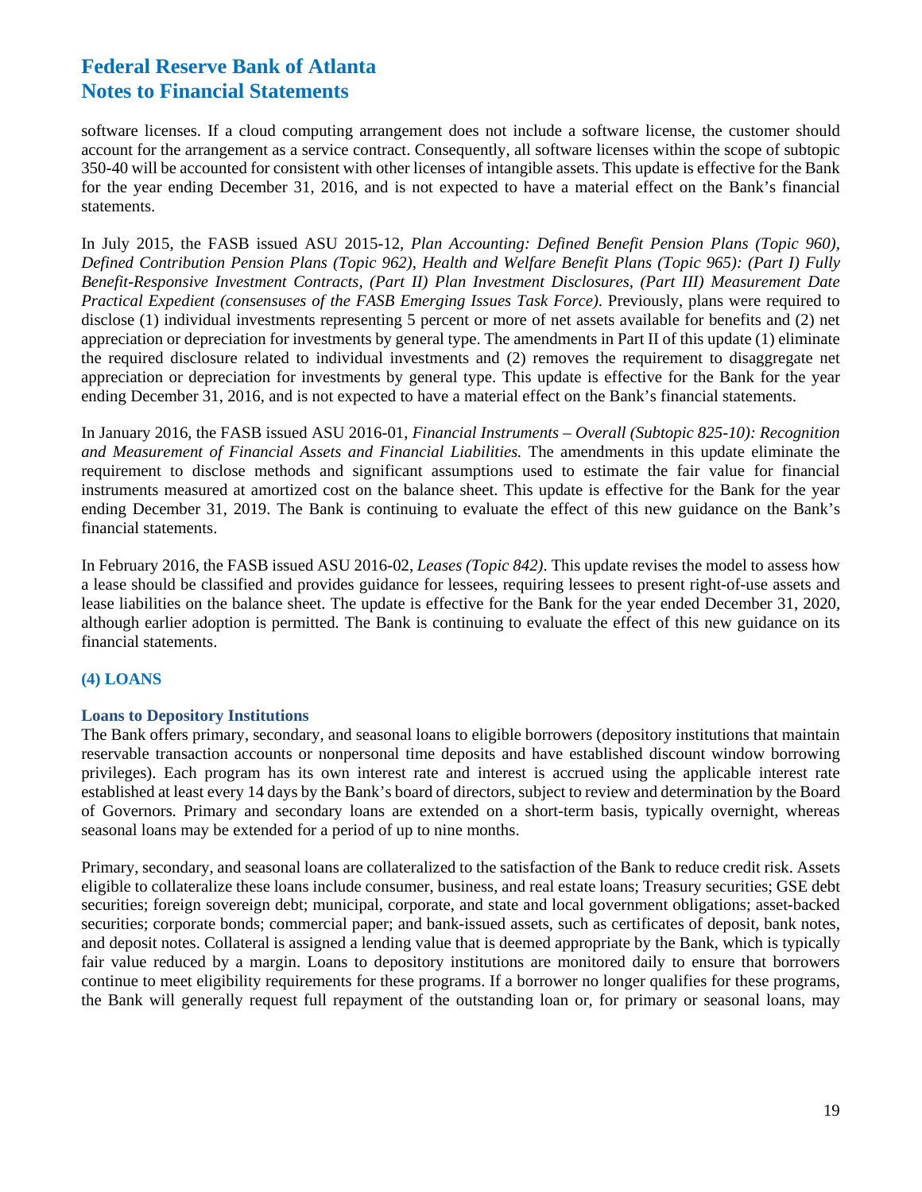software licenses. If a cloud computing arrangement does not include a software license, the customer should account for the arrangement as a service contract. Consequently, all software licenses within the scope of subtopic 350-40 will be accounted for consistent with other licenses of intangible assets. This update is effective for the Bank for the year ending December 31, 2016, and is not expected to have a material effect on the Bank's financial statements.

In July 2015, the FASB issued ASU 2015-12, *Plan Accounting: Defined Benefit Pension Plans (Topic 960), Defined Contribution Pension Plans (Topic 962), Health and Welfare Benefit Plans (Topic 965): (Part I) Fully Benefit-Responsive Investment Contracts, (Part II) Plan Investment Disclosures, (Part III) Measurement Date Practical Expedient (consensuses of the FASB Emerging Issues Task Force)*. Previously, plans were required to disclose (1) individual investments representing 5 percent or more of net assets available for benefits and (2) net appreciation or depreciation for investments by general type. The amendments in Part II of this update (1) eliminate the required disclosure related to individual investments and (2) removes the requirement to disaggregate net appreciation or depreciation for investments by general type. This update is effective for the Bank for the year ending December 31, 2016, and is not expected to have a material effect on the Bank's financial statements.

In January 2016, the FASB issued ASU 2016-01, *Financial Instruments – Overall (Subtopic 825-10): Recognition and Measurement of Financial Assets and Financial Liabilities.* The amendments in this update eliminate the requirement to disclose methods and significant assumptions used to estimate the fair value for financial instruments measured at amortized cost on the balance sheet. This update is effective for the Bank for the year ending December 31, 2019. The Bank is continuing to evaluate the effect of this new guidance on the Bank's financial statements.

In February 2016, the FASB issued ASU 2016-02, *Leases (Topic 842)*. This update revises the model to assess how a lease should be classified and provides guidance for lessees, requiring lessees to present right-of-use assets and lease liabilities on the balance sheet. The update is effective for the Bank for the year ended December 31, 2020, although earlier adoption is permitted. The Bank is continuing to evaluate the effect of this new guidance on its financial statements.

## (4) LOANS

### Loans to Depository Institutions

The Bank offers primary, secondary, and seasonal loans to eligible borrowers (depository institutions that maintain reservable transaction accounts or nonpersonal time deposits and have established discount window borrowing privileges). Each program has its own interest rate and interest is accrued using the applicable interest rate established at least every 14 days by the Bank's board of directors, subject to review and determination by the Board of Governors. Primary and secondary loans are extended on a short-term basis, typically overnight, whereas seasonal loans may be extended for a period of up to nine months.

Primary, secondary, and seasonal loans are collateralized to the satisfaction of the Bank to reduce credit risk. Assets eligible to collateralize these loans include consumer, business, and real estate loans; Treasury securities; GSE debt securities; foreign sovereign debt; municipal, corporate, and state and local government obligations; asset-backed securities; corporate bonds; commercial paper; and bank-issued assets, such as certificates of deposit, bank notes, and deposit notes. Collateral is assigned a lending value that is deemed appropriate by the Bank, which is typically fair value reduced by a margin. Loans to depository institutions are monitored daily to ensure that borrowers continue to meet eligibility requirements for these programs. If a borrower no longer qualifies for these programs, the Bank will generally request full repayment of the outstanding loan or, for primary or seasonal loans, may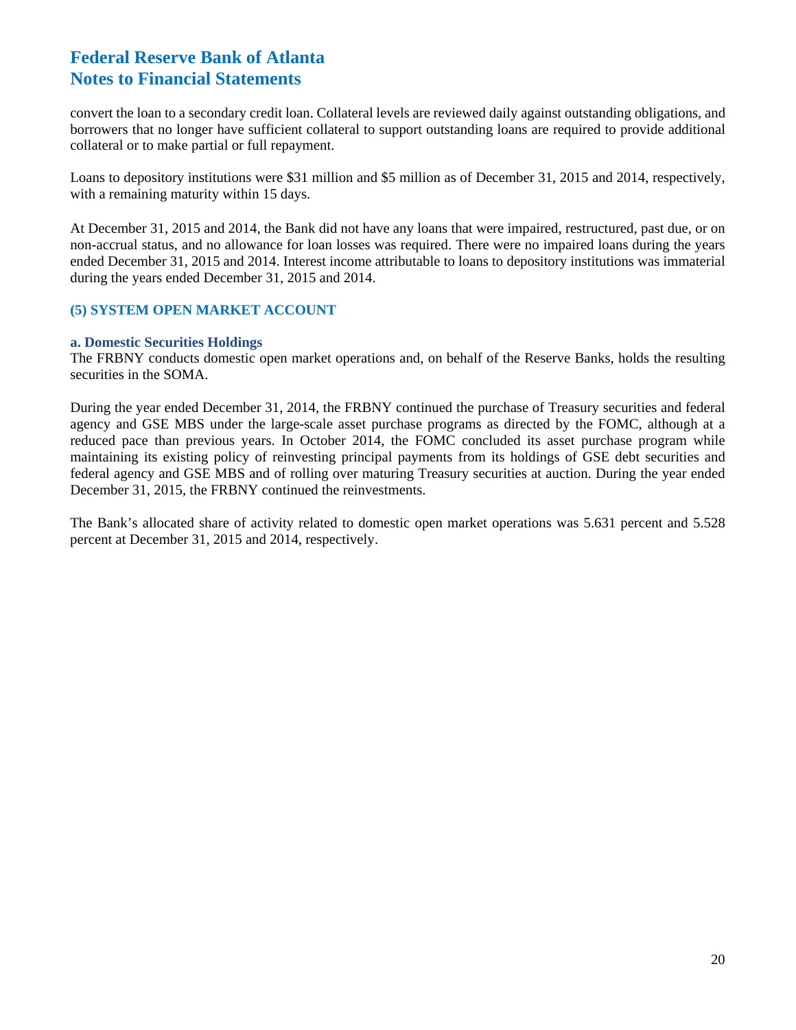convert the loan to a secondary credit loan. Collateral levels are reviewed daily against outstanding obligations, and borrowers that no longer have sufficient collateral to support outstanding loans are required to provide additional collateral or to make partial or full repayment.

Loans to depository institutions were $31 million and $5 million as of December 31, 2015 and 2014, respectively, with a remaining maturity within 15 days.

At December 31, 2015 and 2014, the Bank did not have any loans that were impaired, restructured, past due, or on non-accrual status, and no allowance for loan losses was required. There were no impaired loans during the years ended December 31, 2015 and 2014. Interest income attributable to loans to depository institutions was immaterial during the years ended December 31, 2015 and 2014.

## (5) SYSTEM OPEN MARKET ACCOUNT

### a. Domestic Securities Holdings

The FRBNY conducts domestic open market operations and, on behalf of the Reserve Banks, holds the resulting securities in the SOMA.

During the year ended December 31, 2014, the FRBNY continued the purchase of Treasury securities and federal agency and GSE MBS under the large-scale asset purchase programs as directed by the FOMC, although at a reduced pace than previous years. In October 2014, the FOMC concluded its asset purchase program while maintaining its existing policy of reinvesting principal payments from its holdings of GSE debt securities and federal agency and GSE MBS and of rolling over maturing Treasury securities at auction. During the year ended December 31, 2015, the FRBNY continued the reinvestments.

The Bank's allocated share of activity related to domestic open market operations was 5.631 percent and 5.528 percent at December 31, 2015 and 2014, respectively.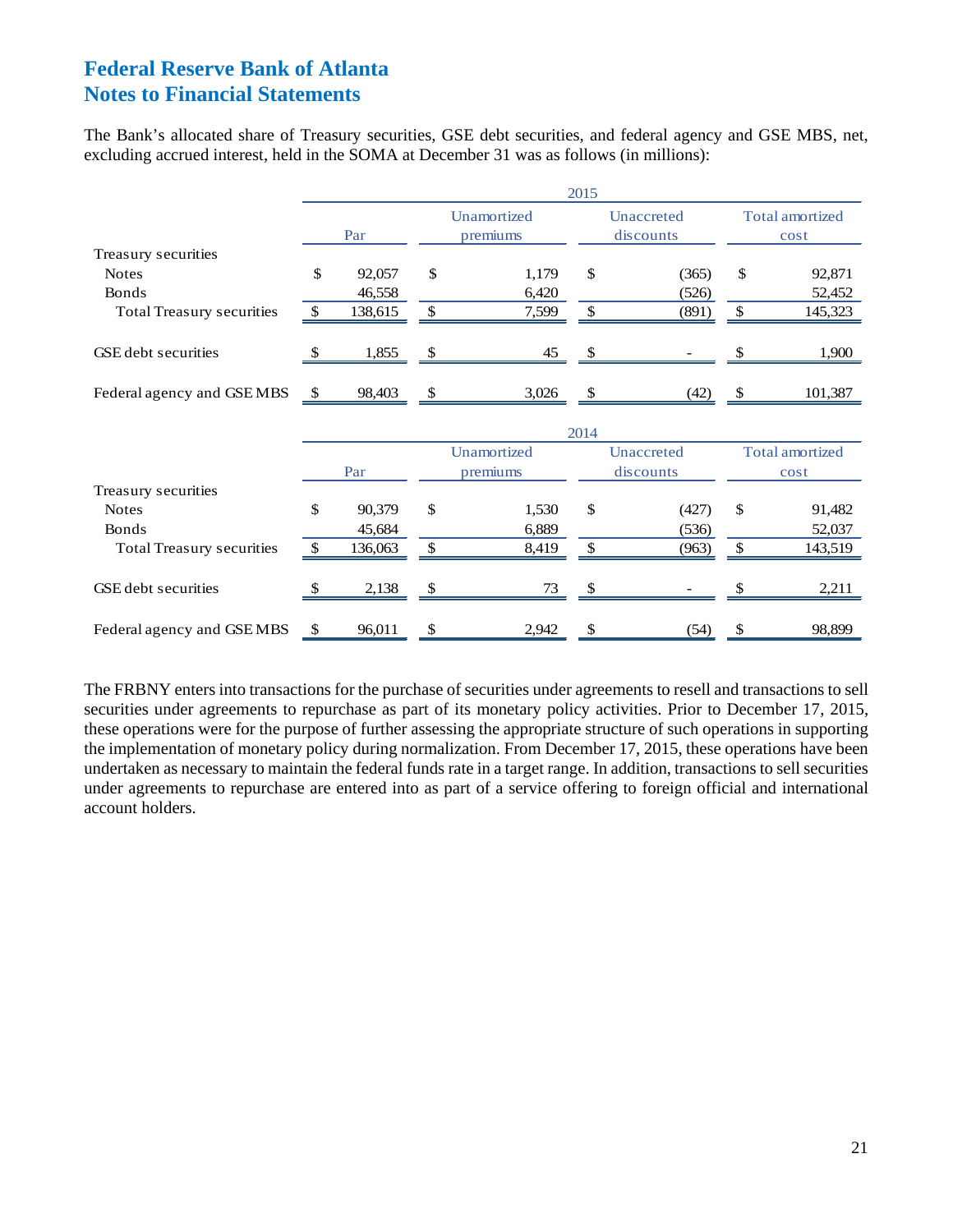# Federal Reserve Bank of Atlanta
# Notes to Financial Statements

The Bank's allocated share of Treasury securities, GSE debt securities, and federal agency and GSE MBS, net, excluding accrued interest, held in the SOMA at December 31 was as follows (in millions):

| | 2015 | | | |
|---|---|---|---|---|
| | Par | Unamortized premiums | Unaccreted discounts | Total amortized cost |
| Treasury securities | | | | |
| Notes | $ 92,057 | $ 1,179 | $ (365) | $ 92,871 |
| Bonds | 46,558 | 6,420 | (526) | 52,452 |
| Total Treasury securities | $ 138,615 | $ 7,599 | $ (891) | $ 145,323 |
| GSE debt securities | $ 1,855 | $ 45 | $ - | $ 1,900 |
| Federal agency and GSE MBS | $ 98,403 | $ 3,026 | $ (42) | $ 101,387 |

| | 2014 | | | |
|---|---|---|---|---|
| | Par | Unamortized premiums | Unaccreted discounts | Total amortized cost |
| Treasury securities | | | | |
| Notes | $ 90,379 | $ 1,530 | $ (427) | $ 91,482 |
| Bonds | 45,684 | 6,889 | (536) | 52,037 |
| Total Treasury securities | $ 136,063 | $ 8,419 | $ (963) | $ 143,519 |
| GSE debt securities | $ 2,138 | $ 73 | $ - | $ 2,211 |
| Federal agency and GSE MBS | $ 96,011 | $ 2,942 | $ (54) | $ 98,899 |

The FRBNY enters into transactions for the purchase of securities under agreements to resell and transactions to sell securities under agreements to repurchase as part of its monetary policy activities. Prior to December 17, 2015, these operations were for the purpose of further assessing the appropriate structure of such operations in supporting the implementation of monetary policy during normalization. From December 17, 2015, these operations have been undertaken as necessary to maintain the federal funds rate in a target range. In addition, transactions to sell securities under agreements to repurchase are entered into as part of a service offering to foreign official and international account holders.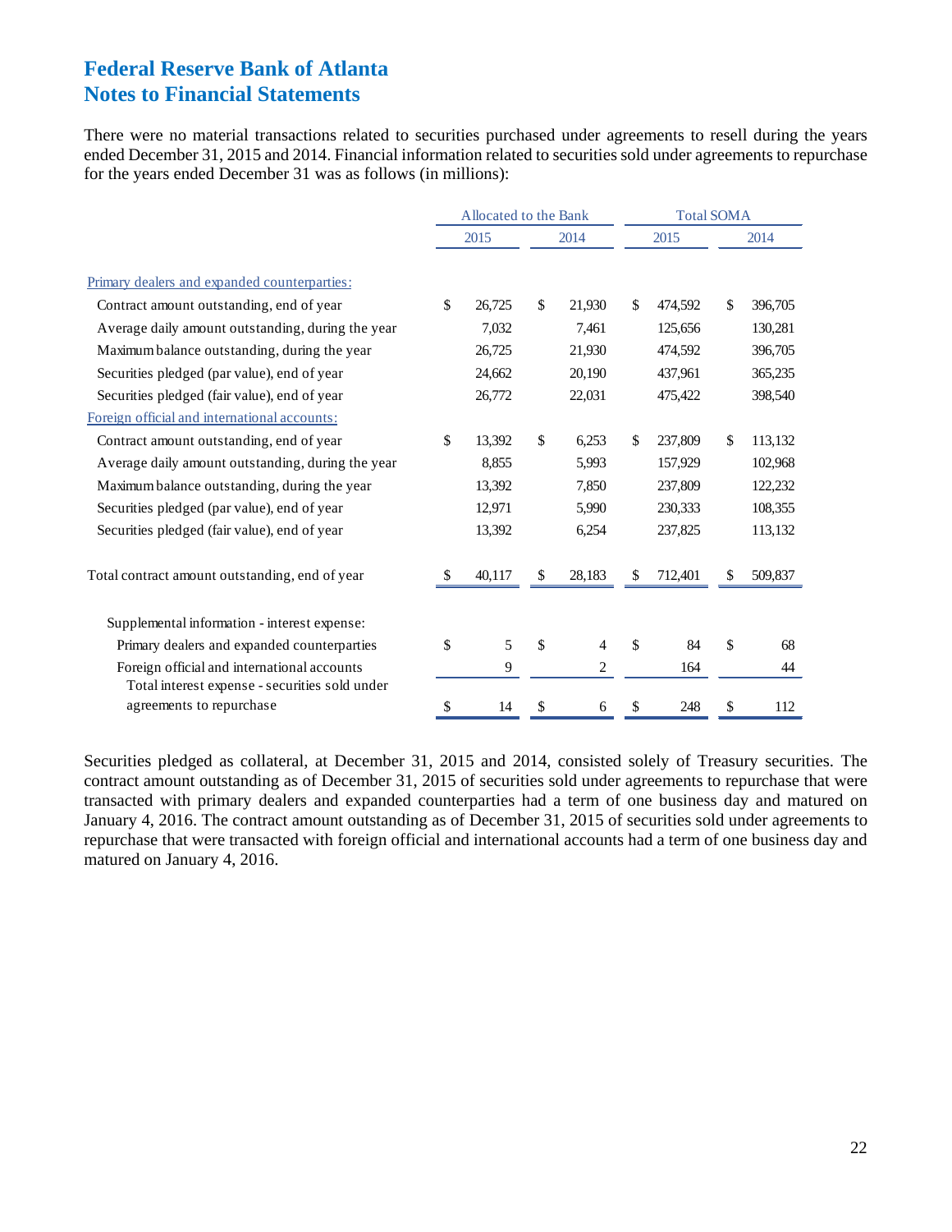# Federal Reserve Bank of Atlanta
# Notes to Financial Statements

There were no material transactions related to securities purchased under agreements to resell during the years ended December 31, 2015 and 2014. Financial information related to securities sold under agreements to repurchase for the years ended December 31 was as follows (in millions):

| | Allocated to the Bank | | Total SOMA | |
|---|---|---|---|---|
| | 2015 | 2014 | 2015 | 2014 |
| Primary dealers and expanded counterparties: | | | | |
| Contract amount outstanding, end of year | $ 26,725 | $ 21,930 | $ 474,592 | $ 396,705 |
| Average daily amount outstanding, during the year | 7,032 | 7,461 | 125,656 | 130,281 |
| Maximum balance outstanding, during the year | 26,725 | 21,930 | 474,592 | 396,705 |
| Securities pledged (par value), end of year | 24,662 | 20,190 | 437,961 | 365,235 |
| Securities pledged (fair value), end of year | 26,772 | 22,031 | 475,422 | 398,540 |
| Foreign official and international accounts: | | | | |
| Contract amount outstanding, end of year | $ 13,392 | $ 6,253 | $ 237,809 | $ 113,132 |
| Average daily amount outstanding, during the year | 8,855 | 5,993 | 157,929 | 102,968 |
| Maximum balance outstanding, during the year | 13,392 | 7,850 | 237,809 | 122,232 |
| Securities pledged (par value), end of year | 12,971 | 5,990 | 230,333 | 108,355 |
| Securities pledged (fair value), end of year | 13,392 | 6,254 | 237,825 | 113,132 |
| Total contract amount outstanding, end of year | $ 40,117 | $ 28,183 | $ 712,401 | $ 509,837 |
| Supplemental information - interest expense: | | | | |
| Primary dealers and expanded counterparties | $ 5 | $ 4 | $ 84 | $ 68 |
| Foreign official and international accounts | 9 | 2 | 164 | 44 |
| Total interest expense - securities sold under agreements to repurchase | $ 14 | $ 6 | $ 248 | $ 112 |

Securities pledged as collateral, at December 31, 2015 and 2014, consisted solely of Treasury securities. The contract amount outstanding as of December 31, 2015 of securities sold under agreements to repurchase that were transacted with primary dealers and expanded counterparties had a term of one business day and matured on January 4, 2016. The contract amount outstanding as of December 31, 2015 of securities sold under agreements to repurchase that were transacted with foreign official and international accounts had a term of one business day and matured on January 4, 2016.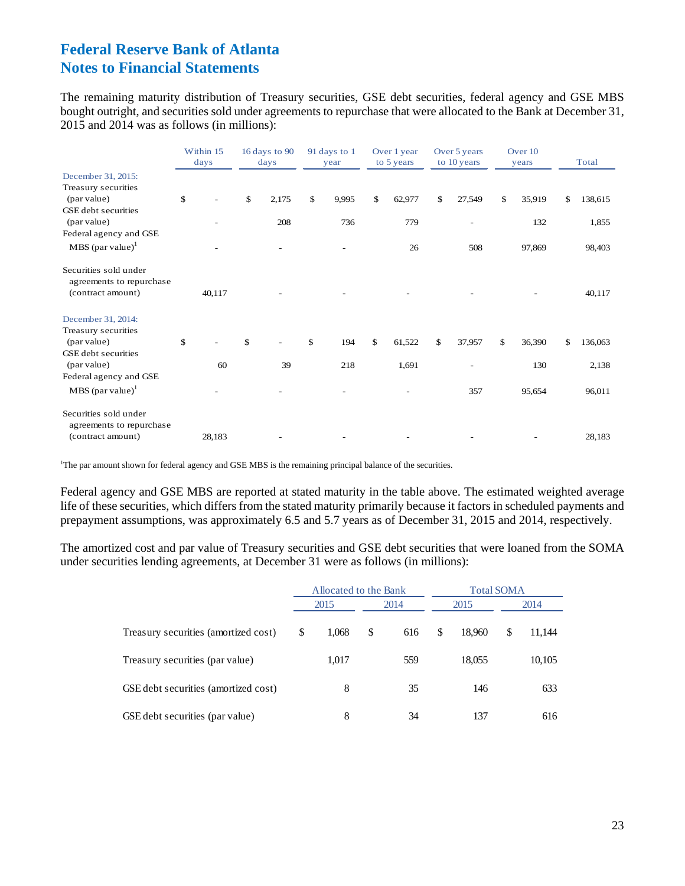# Federal Reserve Bank of Atlanta
# Notes to Financial Statements

The remaining maturity distribution of Treasury securities, GSE debt securities, federal agency and GSE MBS bought outright, and securities sold under agreements to repurchase that were allocated to the Bank at December 31, 2015 and 2014 was as follows (in millions):

| | Within 15 days | 16 days to 90 days | 91 days to 1 year | Over 1 year to 5 years | Over 5 years to 10 years | Over 10 years | Total |
|---|---|---|---|---|---|---|---|
| December 31, 2015: | | | | | | | |
| Treasury securities (par value) | $ - | $ 2,175 | $ 9,995 | $ 62,977 | $ 27,549 | $ 35,919 | $ 138,615 |
| GSE debt securities (par value) | - | 208 | 736 | 779 | - | 132 | 1,855 |
| Federal agency and GSE MBS (par value)[1] | - | - | - | 26 | 508 | 97,869 | 98,403 |
| Securities sold under agreements to repurchase (contract amount) | 40,117 | - | - | - | - | - | 40,117 |
| December 31, 2014: | | | | | | | |
| Treasury securities (par value) | $ - | $ - | $ 194 | $ 61,522 | $ 37,957 | $ 36,390 | $ 136,063 |
| GSE debt securities (par value) | 60 | 39 | 218 | 1,691 | - | 130 | 2,138 |
| Federal agency and GSE MBS (par value)[1] | - | - | - | - | 357 | 95,654 | 96,011 |
| Securities sold under agreements to repurchase (contract amount) | 28,183 | - | - | - | - | - | 28,183 |

[1]The par amount shown for federal agency and GSE MBS is the remaining principal balance of the securities.

Federal agency and GSE MBS are reported at stated maturity in the table above. The estimated weighted average life of these securities, which differs from the stated maturity primarily because it factors in scheduled payments and prepayment assumptions, was approximately 6.5 and 5.7 years as of December 31, 2015 and 2014, respectively.

The amortized cost and par value of Treasury securities and GSE debt securities that were loaned from the SOMA under securities lending agreements, at December 31 were as follows (in millions):

| | Allocated to the Bank | | Total SOMA | |
|---|---|---|---|---|
| | 2015 | 2014 | 2015 | 2014 |
| Treasury securities (amortized cost) | $ 1,068 | $ 616 | $ 18,960 | $ 11,144 |
| Treasury securities (par value) | 1,017 | 559 | 18,055 | 10,105 |
| GSE debt securities (amortized cost) | 8 | 35 | 146 | 633 |
| GSE debt securities (par value) | 8 | 34 | 137 | 616 |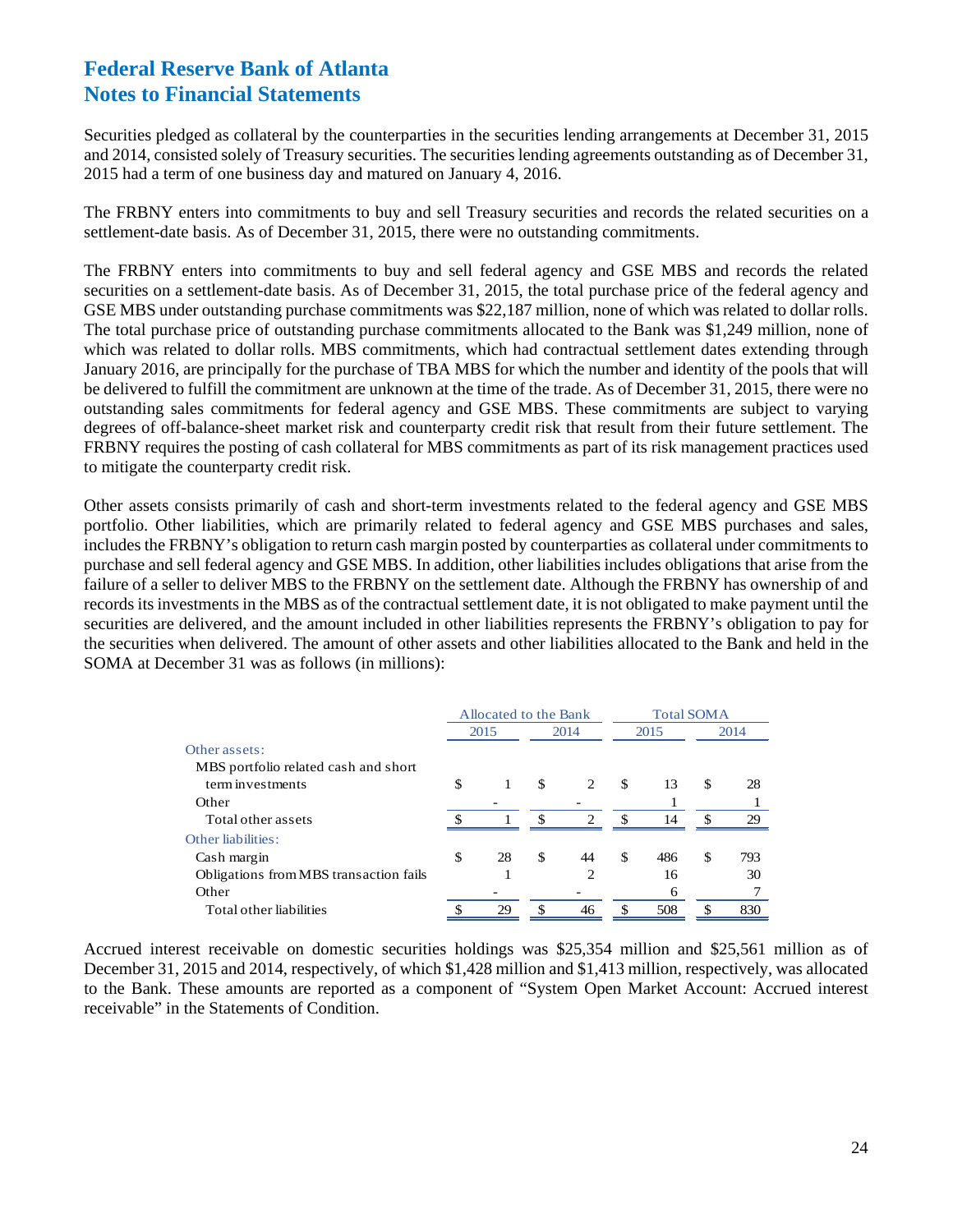# Federal Reserve Bank of Atlanta
# Notes to Financial Statements

Securities pledged as collateral by the counterparties in the securities lending arrangements at December 31, 2015 and 2014, consisted solely of Treasury securities. The securities lending agreements outstanding as of December 31, 2015 had a term of one business day and matured on January 4, 2016.

The FRBNY enters into commitments to buy and sell Treasury securities and records the related securities on a settlement-date basis. As of December 31, 2015, there were no outstanding commitments.

The FRBNY enters into commitments to buy and sell federal agency and GSE MBS and records the related securities on a settlement-date basis. As of December 31, 2015, the total purchase price of the federal agency and GSE MBS under outstanding purchase commitments was $22,187 million, none of which was related to dollar rolls. The total purchase price of outstanding purchase commitments allocated to the Bank was $1,249 million, none of which was related to dollar rolls. MBS commitments, which had contractual settlement dates extending through January 2016, are principally for the purchase of TBA MBS for which the number and identity of the pools that will be delivered to fulfill the commitment are unknown at the time of the trade. As of December 31, 2015, there were no outstanding sales commitments for federal agency and GSE MBS. These commitments are subject to varying degrees of off-balance-sheet market risk and counterparty credit risk that result from their future settlement. The FRBNY requires the posting of cash collateral for MBS commitments as part of its risk management practices used to mitigate the counterparty credit risk.

Other assets consists primarily of cash and short-term investments related to the federal agency and GSE MBS portfolio. Other liabilities, which are primarily related to federal agency and GSE MBS purchases and sales, includes the FRBNY's obligation to return cash margin posted by counterparties as collateral under commitments to purchase and sell federal agency and GSE MBS. In addition, other liabilities includes obligations that arise from the failure of a seller to deliver MBS to the FRBNY on the settlement date. Although the FRBNY has ownership of and records its investments in the MBS as of the contractual settlement date, it is not obligated to make payment until the securities are delivered, and the amount included in other liabilities represents the FRBNY's obligation to pay for the securities when delivered. The amount of other assets and other liabilities allocated to the Bank and held in the SOMA at December 31 was as follows (in millions):

| | Allocated to the Bank | | Total SOMA | |
|---|---|---|---|---|
| | 2015 | 2014 | 2015 | 2014 |
| Other assets: | | | | |
| MBS portfolio related cash and short term investments | $ 1 | $ 2 | $ 13 | $ 28 |
| Other | - | - | 1 | 1 |
| Total other assets | $ 1 | $ 2 | $ 14 | $ 29 |
| Other liabilities: | | | | |
| Cash margin | $ 28 | $ 44 | $ 486 | $ 793 |
| Obligations from MBS transaction fails | 1 | 2 | 16 | 30 |
| Other | - | - | 6 | 7 |
| Total other liabilities | $ 29 | $ 46 | $ 508 | $ 830 |

Accrued interest receivable on domestic securities holdings was $25,354 million and $25,561 million as of December 31, 2015 and 2014, respectively, of which $1,428 million and $1,413 million, respectively, was allocated to the Bank. These amounts are reported as a component of "System Open Market Account: Accrued interest receivable" in the Statements of Condition.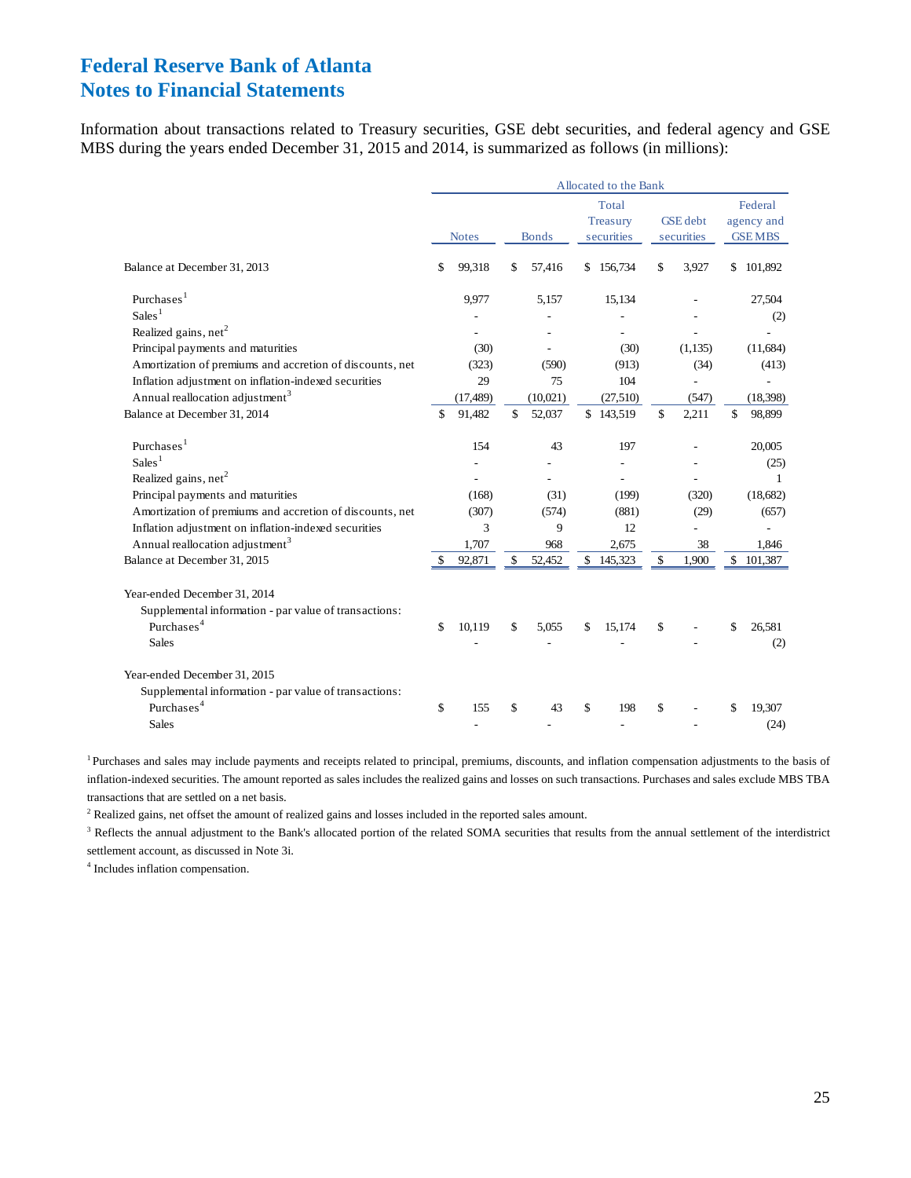# Federal Reserve Bank of Atlanta
# Notes to Financial Statements

Information about transactions related to Treasury securities, GSE debt securities, and federal agency and GSE MBS during the years ended December 31, 2015 and 2014, is summarized as follows (in millions):

| | Allocated to the Bank | | | | |
|---|---|---|---|---|---|
| | Notes | Bonds | Total Treasury securities | GSE debt securities | Federal agency and GSE MBS |
| Balance at December 31, 2013 | $ 99,318 | $ 57,416 | $ 156,734 | $ 3,927 | $ 101,892 |
| Purchases[1] | 9,977 | 5,157 | 15,134 | - | 27,504 |
| Sales[1] | - | - | - | - | (2) |
| Realized gains, net[2] | - | - | - | - | - |
| Principal payments and maturities | (30) | - | (30) | (1,135) | (11,684) |
| Amortization of premiums and accretion of discounts, net | (323) | (590) | (913) | (34) | (413) |
| Inflation adjustment on inflation-indexed securities | 29 | 75 | 104 | - | - |
| Annual reallocation adjustment[3] | (17,489) | (10,021) | (27,510) | (547) | (18,398) |
| Balance at December 31, 2014 | $ 91,482 | $ 52,037 | $ 143,519 | $ 2,211 | $ 98,899 |
| Purchases[1] | 154 | 43 | 197 | - | 20,005 |
| Sales[1] | - | - | - | - | (25) |
| Realized gains, net[2] | - | - | - | - | 1 |
| Principal payments and maturities | (168) | (31) | (199) | (320) | (18,682) |
| Amortization of premiums and accretion of discounts, net | (307) | (574) | (881) | (29) | (657) |
| Inflation adjustment on inflation-indexed securities | 3 | 9 | 12 | - | - |
| Annual reallocation adjustment[3] | 1,707 | 968 | 2,675 | 38 | 1,846 |
| Balance at December 31, 2015 | $ 92,871 | $ 52,452 | $ 145,323 | $ 1,900 | $ 101,387 |
| Year-ended December 31, 2014 | | | | | |
| Supplemental information - par value of transactions: | | | | | |
| Purchases[4] | $ 10,119 | $ 5,055 | $ 15,174 | $ - | $ 26,581 |
| Sales | - | - | - | - | (2) |
| Year-ended December 31, 2015 | | | | | |
| Supplemental information - par value of transactions: | | | | | |
| Purchases[4] | $ 155 | $ 43 | $ 198 | $ - | $ 19,307 |
| Sales | - | - | - | - | (24) |

[1] Purchases and sales may include payments and receipts related to principal, premiums, discounts, and inflation compensation adjustments to the basis of inflation-indexed securities. The amount reported as sales includes the realized gains and losses on such transactions. Purchases and sales exclude MBS TBA transactions that are settled on a net basis.

[2] Realized gains, net offset the amount of realized gains and losses included in the reported sales amount.

[3] Reflects the annual adjustment to the Bank's allocated portion of the related SOMA securities that results from the annual settlement of the interdistrict settlement account, as discussed in Note 3i.

[4] Includes inflation compensation.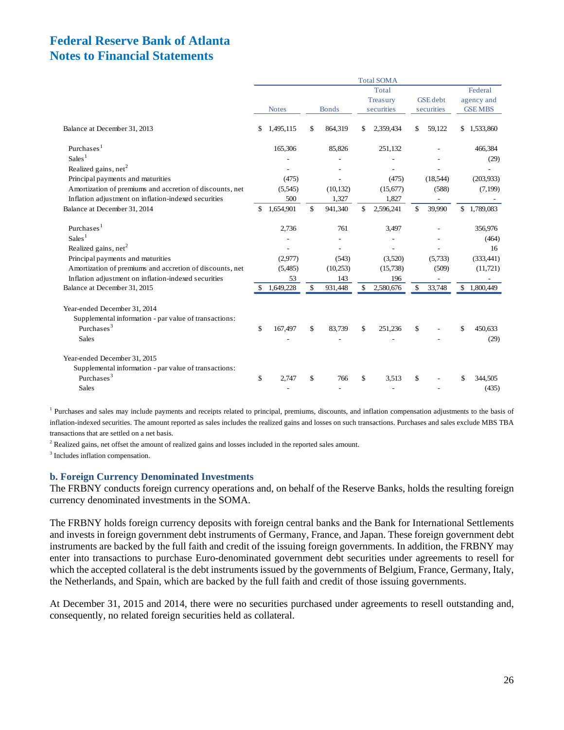# Federal Reserve Bank of Atlanta
# Notes to Financial Statements

| | Total SOMA | | | | |
|---|---|---|---|---|---|
| | Notes | Bonds | Total Treasury securities | GSE debt securities | Federal agency and GSE MBS |
| Balance at December 31, 2013 | $ 1,495,115 | $ 864,319 | $ 2,359,434 | $ 59,122 | $ 1,533,860 |
| Purchases[1] | 165,306 | 85,826 | 251,132 | - | 466,384 |
| Sales[1] | - | - | - | - | (29) |
| Realized gains, net[2] | - | - | - | - | - |
| Principal payments and maturities | (475) | - | (475) | (18,544) | (203,933) |
| Amortization of premiums and accretion of discounts, net | (5,545) | (10,132) | (15,677) | (588) | (7,199) |
| Inflation adjustment on inflation-indexed securities | 500 | 1,327 | 1,827 | - | - |
| Balance at December 31, 2014 | $ 1,654,901 | $ 941,340 | $ 2,596,241 | $ 39,990 | $ 1,789,083 |
| Purchases[1] | 2,736 | 761 | 3,497 | - | 356,976 |
| Sales[1] | - | - | - | - | (464) |
| Realized gains, net[2] | - | - | - | - | 16 |
| Principal payments and maturities | (2,977) | (543) | (3,520) | (5,733) | (333,441) |
| Amortization of premiums and accretion of discounts, net | (5,485) | (10,253) | (15,738) | (509) | (11,721) |
| Inflation adjustment on inflation-indexed securities | 53 | 143 | 196 | - | - |
| Balance at December 31, 2015 | $ 1,649,228 | $ 931,448 | $ 2,580,676 | $ 33,748 | $ 1,800,449 |
| Year-ended December 31, 2014 | | | | | |
| Supplemental information - par value of transactions: | | | | | |
| Purchases[3] | $ 167,497 | $ 83,739 | $ 251,236 | $ - | $ 450,633 |
| Sales | - | - | - | - | (29) |
| Year-ended December 31, 2015 | | | | | |
| Supplemental information - par value of transactions: | | | | | |
| Purchases[3] | $ 2,747 | $ 766 | $ 3,513 | $ - | $ 344,505 |
| Sales | - | - | - | - | (435) |

[1] Purchases and sales may include payments and receipts related to principal, premiums, discounts, and inflation compensation adjustments to the basis of inflation-indexed securities. The amount reported as sales includes the realized gains and losses on such transactions. Purchases and sales exclude MBS TBA transactions that are settled on a net basis.

[2] Realized gains, net offset the amount of realized gains and losses included in the reported sales amount.

[3] Includes inflation compensation.

### b. Foreign Currency Denominated Investments

The FRBNY conducts foreign currency operations and, on behalf of the Reserve Banks, holds the resulting foreign currency denominated investments in the SOMA.

The FRBNY holds foreign currency deposits with foreign central banks and the Bank for International Settlements and invests in foreign government debt instruments of Germany, France, and Japan. These foreign government debt instruments are backed by the full faith and credit of the issuing foreign governments. In addition, the FRBNY may enter into transactions to purchase Euro-denominated government debt securities under agreements to resell for which the accepted collateral is the debt instruments issued by the governments of Belgium, France, Germany, Italy, the Netherlands, and Spain, which are backed by the full faith and credit of those issuing governments.

At December 31, 2015 and 2014, there were no securities purchased under agreements to resell outstanding and, consequently, no related foreign securities held as collateral.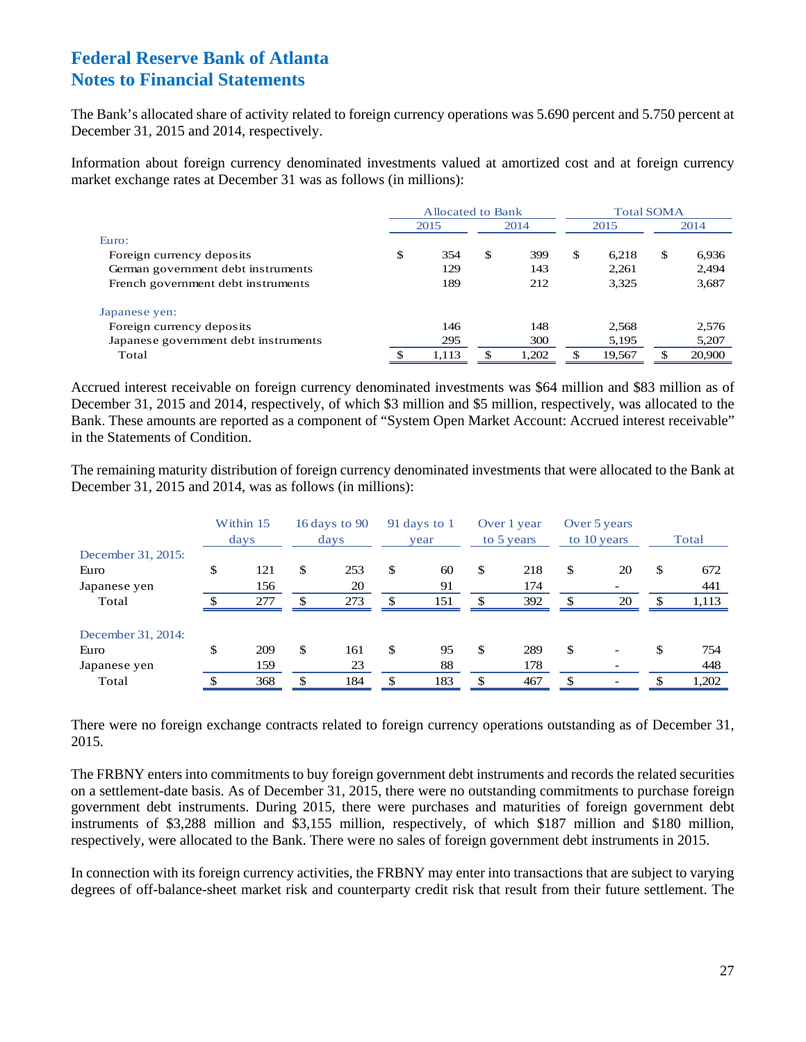# Federal Reserve Bank of Atlanta
# Notes to Financial Statements

The Bank's allocated share of activity related to foreign currency operations was 5.690 percent and 5.750 percent at December 31, 2015 and 2014, respectively.

Information about foreign currency denominated investments valued at amortized cost and at foreign currency market exchange rates at December 31 was as follows (in millions):

| | Allocated to Bank | | Total SOMA | |
|---|---|---|---|---|
| | 2015 | 2014 | 2015 | 2014 |
| Euro: | | | | |
| Foreign currency deposits | $ 354 | $ 399 | $ 6,218 | $ 6,936 |
| German government debt instruments | 129 | 143 | 2,261 | 2,494 |
| French government debt instruments | 189 | 212 | 3,325 | 3,687 |
| Japanese yen: | | | | |
| Foreign currency deposits | 146 | 148 | 2,568 | 2,576 |
| Japanese government debt instruments | 295 | 300 | 5,195 | 5,207 |
| Total | $ 1,113 | $ 1,202 | $ 19,567 | $ 20,900 |

Accrued interest receivable on foreign currency denominated investments was $64 million and $83 million as of December 31, 2015 and 2014, respectively, of which $3 million and $5 million, respectively, was allocated to the Bank. These amounts are reported as a component of "System Open Market Account: Accrued interest receivable" in the Statements of Condition.

The remaining maturity distribution of foreign currency denominated investments that were allocated to the Bank at December 31, 2015 and 2014, was as follows (in millions):

| | Within 15 days | 16 days to 90 days | 91 days to 1 year | Over 1 year to 5 years | Over 5 years to 10 years | Total |
|---|---|---|---|---|---|---|
| December 31, 2015: | | | | | | |
| Euro | $ 121 | $ 253 | $ 60 | $ 218 | $ 20 | $ 672 |
| Japanese yen | 156 | 20 | 91 | 174 | - | 441 |
| Total | $ 277 | $ 273 | $ 151 | $ 392 | $ 20 | $ 1,113 |
| December 31, 2014: | | | | | | |
| Euro | $ 209 | $ 161 | $ 95 | $ 289 | $ - | $ 754 |
| Japanese yen | 159 | 23 | 88 | 178 | - | 448 |
| Total | $ 368 | $ 184 | $ 183 | $ 467 | $ - | $ 1,202 |

There were no foreign exchange contracts related to foreign currency operations outstanding as of December 31, 2015.

The FRBNY enters into commitments to buy foreign government debt instruments and records the related securities on a settlement-date basis. As of December 31, 2015, there were no outstanding commitments to purchase foreign government debt instruments. During 2015, there were purchases and maturities of foreign government debt instruments of $3,288 million and $3,155 million, respectively, of which $187 million and $180 million, respectively, were allocated to the Bank. There were no sales of foreign government debt instruments in 2015.

In connection with its foreign currency activities, the FRBNY may enter into transactions that are subject to varying degrees of off-balance-sheet market risk and counterparty credit risk that result from their future settlement. The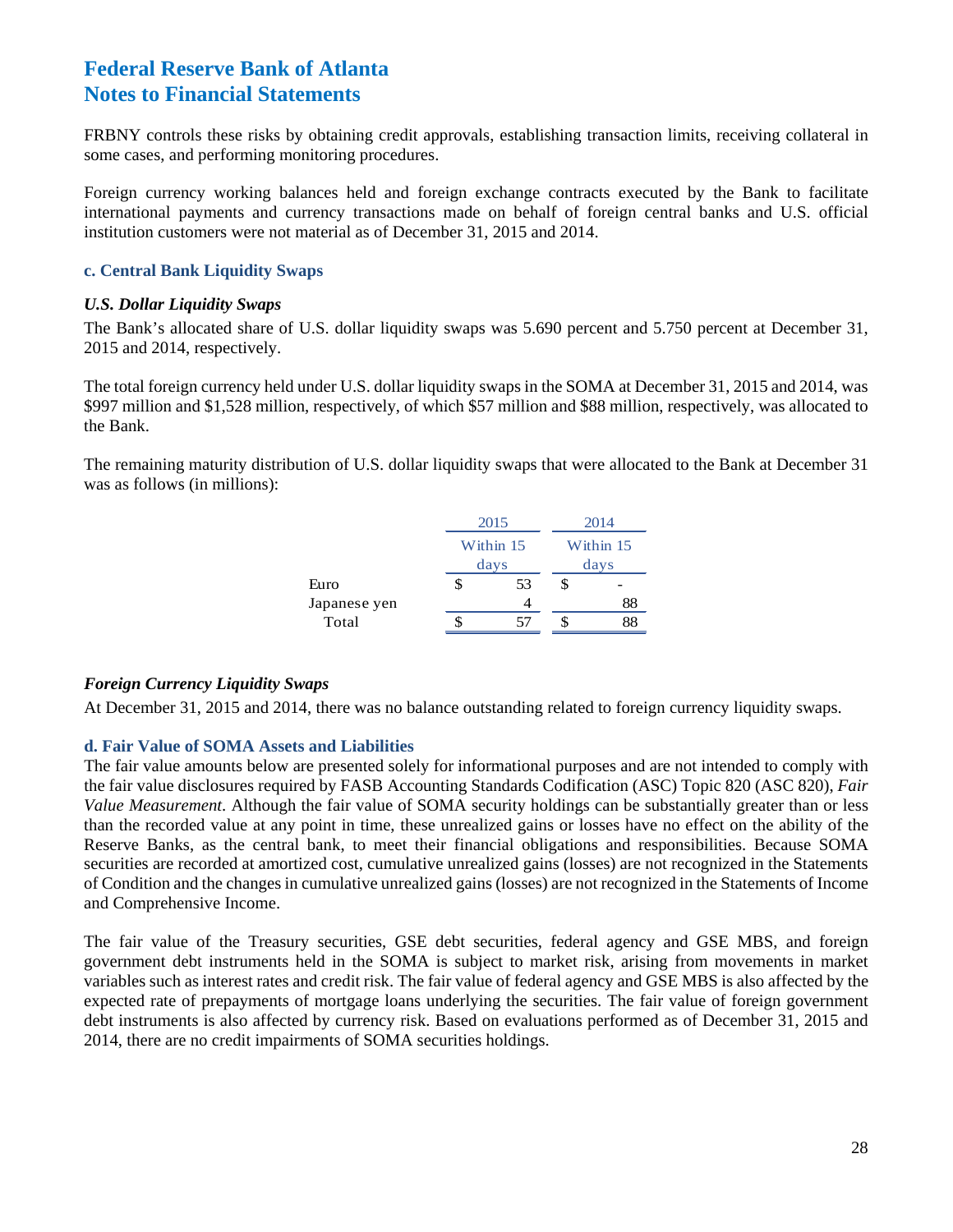# Federal Reserve Bank of Atlanta
# Notes to Financial Statements

FRBNY controls these risks by obtaining credit approvals, establishing transaction limits, receiving collateral in some cases, and performing monitoring procedures.

Foreign currency working balances held and foreign exchange contracts executed by the Bank to facilitate international payments and currency transactions made on behalf of foreign central banks and U.S. official institution customers were not material as of December 31, 2015 and 2014.

### c. Central Bank Liquidity Swaps

***U.S. Dollar Liquidity Swaps***

The Bank's allocated share of U.S. dollar liquidity swaps was 5.690 percent and 5.750 percent at December 31, 2015 and 2014, respectively.

The total foreign currency held under U.S. dollar liquidity swaps in the SOMA at December 31, 2015 and 2014, was $997 million and $1,528 million, respectively, of which $57 million and $88 million, respectively, was allocated to the Bank.

The remaining maturity distribution of U.S. dollar liquidity swaps that were allocated to the Bank at December 31 was as follows (in millions):

| | 2015 | 2014 |
|---|---|---|
| | Within 15 days | Within 15 days |
| Euro | $ 53 | $ - |
| Japanese yen | 4 | 88 |
| Total | $ 57 | $ 88 |

***Foreign Currency Liquidity Swaps***

At December 31, 2015 and 2014, there was no balance outstanding related to foreign currency liquidity swaps.

### d. Fair Value of SOMA Assets and Liabilities

The fair value amounts below are presented solely for informational purposes and are not intended to comply with the fair value disclosures required by FASB Accounting Standards Codification (ASC) Topic 820 (ASC 820), *Fair Value Measurement*. Although the fair value of SOMA security holdings can be substantially greater than or less than the recorded value at any point in time, these unrealized gains or losses have no effect on the ability of the Reserve Banks, as the central bank, to meet their financial obligations and responsibilities. Because SOMA securities are recorded at amortized cost, cumulative unrealized gains (losses) are not recognized in the Statements of Condition and the changes in cumulative unrealized gains (losses) are not recognized in the Statements of Income and Comprehensive Income.

The fair value of the Treasury securities, GSE debt securities, federal agency and GSE MBS, and foreign government debt instruments held in the SOMA is subject to market risk, arising from movements in market variables such as interest rates and credit risk. The fair value of federal agency and GSE MBS is also affected by the expected rate of prepayments of mortgage loans underlying the securities. The fair value of foreign government debt instruments is also affected by currency risk. Based on evaluations performed as of December 31, 2015 and 2014, there are no credit impairments of SOMA securities holdings.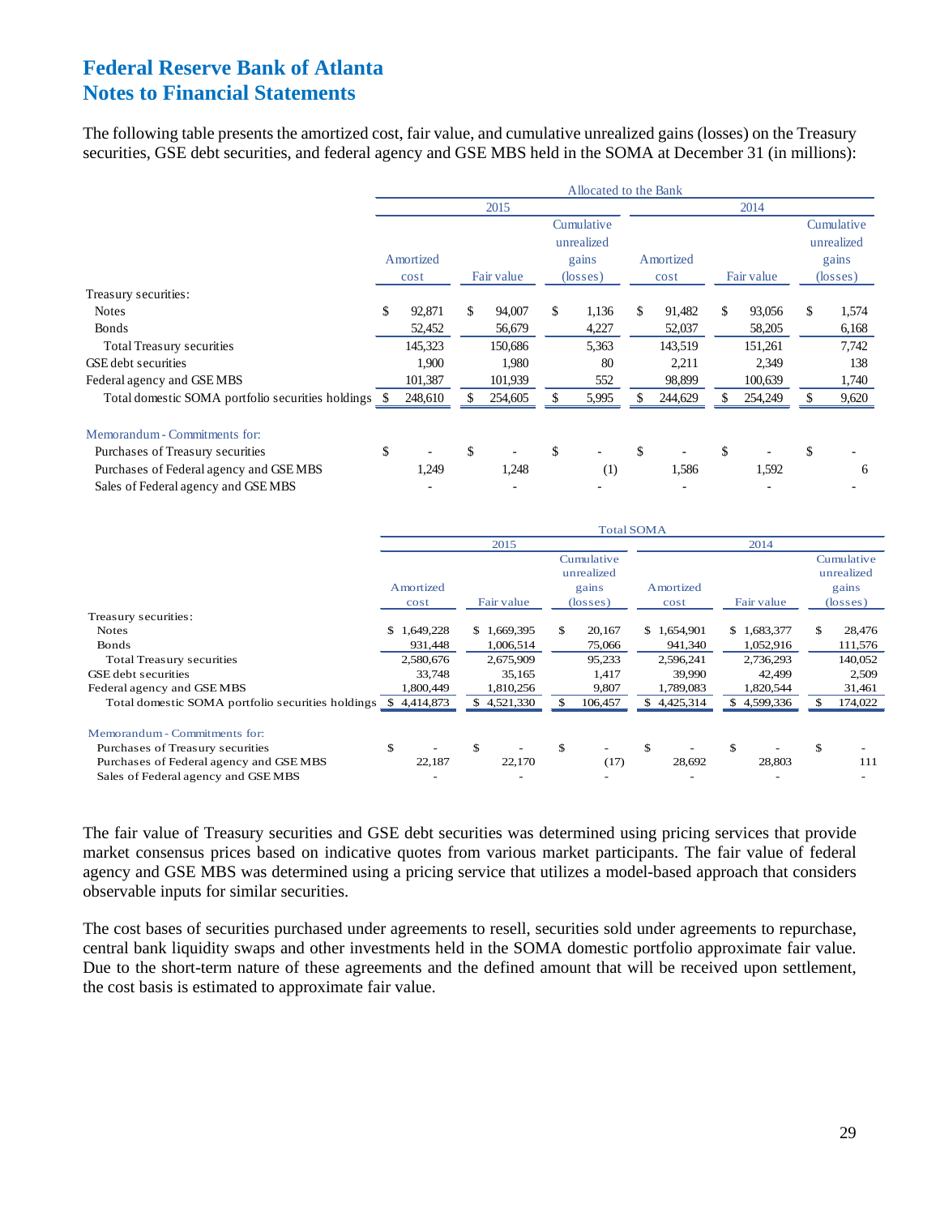# Federal Reserve Bank of Atlanta
# Notes to Financial Statements

The following table presents the amortized cost, fair value, and cumulative unrealized gains (losses) on the Treasury securities, GSE debt securities, and federal agency and GSE MBS held in the SOMA at December 31 (in millions):

| | Allocated to the Bank | | | | | |
|---|---|---|---|---|---|---|
| | 2015 | | | 2014 | | |
| | Amortized cost | Fair value | Cumulative unrealized gains (losses) | Amortized cost | Fair value | Cumulative unrealized gains (losses) |
| Treasury securities: | | | | | | |
| Notes | $ 92,871 | $ 94,007 | $ 1,136 | $ 91,482 | $ 93,056 | $ 1,574 |
| Bonds | 52,452 | 56,679 | 4,227 | 52,037 | 58,205 | 6,168 |
| Total Treasury securities | 145,323 | 150,686 | 5,363 | 143,519 | 151,261 | 7,742 |
| GSE debt securities | 1,900 | 1,980 | 80 | 2,211 | 2,349 | 138 |
| Federal agency and GSE MBS | 101,387 | 101,939 | 552 | 98,899 | 100,639 | 1,740 |
| Total domestic SOMA portfolio securities holdings | $ 248,610 | $ 254,605 | $ 5,995 | $ 244,629 | $ 254,249 | $ 9,620 |
| Memorandum - Commitments for: | | | | | | |
| Purchases of Treasury securities | $ - | $ - | $ - | $ - | $ - | $ - |
| Purchases of Federal agency and GSE MBS | 1,249 | 1,248 | (1) | 1,586 | 1,592 | 6 |
| Sales of Federal agency and GSE MBS | - | - | - | - | - | - |

| | Total SOMA | | | | | |
|---|---|---|---|---|---|---|
| | 2015 | | | 2014 | | |
| | Amortized cost | Fair value | Cumulative unrealized gains (losses) | Amortized cost | Fair value | Cumulative unrealized gains (losses) |
| Treasury securities: | | | | | | |
| Notes | $ 1,649,228 | $ 1,669,395 | $ 20,167 | $ 1,654,901 | $ 1,683,377 | $ 28,476 |
| Bonds | 931,448 | 1,006,514 | 75,066 | 941,340 | 1,052,916 | 111,576 |
| Total Treasury securities | 2,580,676 | 2,675,909 | 95,233 | 2,596,241 | 2,736,293 | 140,052 |
| GSE debt securities | 33,748 | 35,165 | 1,417 | 39,990 | 42,499 | 2,509 |
| Federal agency and GSE MBS | 1,800,449 | 1,810,256 | 9,807 | 1,789,083 | 1,820,544 | 31,461 |
| Total domestic SOMA portfolio securities holdings | $ 4,414,873 | $ 4,521,330 | $ 106,457 | $ 4,425,314 | $ 4,599,336 | $ 174,022 |
| Memorandum - Commitments for: | | | | | | |
| Purchases of Treasury securities | $ - | $ - | $ - | $ - | $ - | $ - |
| Purchases of Federal agency and GSE MBS | 22,187 | 22,170 | (17) | 28,692 | 28,803 | 111 |
| Sales of Federal agency and GSE MBS | - | - | - | - | - | - |

The fair value of Treasury securities and GSE debt securities was determined using pricing services that provide market consensus prices based on indicative quotes from various market participants. The fair value of federal agency and GSE MBS was determined using a pricing service that utilizes a model-based approach that considers observable inputs for similar securities.

The cost bases of securities purchased under agreements to resell, securities sold under agreements to repurchase, central bank liquidity swaps and other investments held in the SOMA domestic portfolio approximate fair value. Due to the short-term nature of these agreements and the defined amount that will be received upon settlement, the cost basis is estimated to approximate fair value.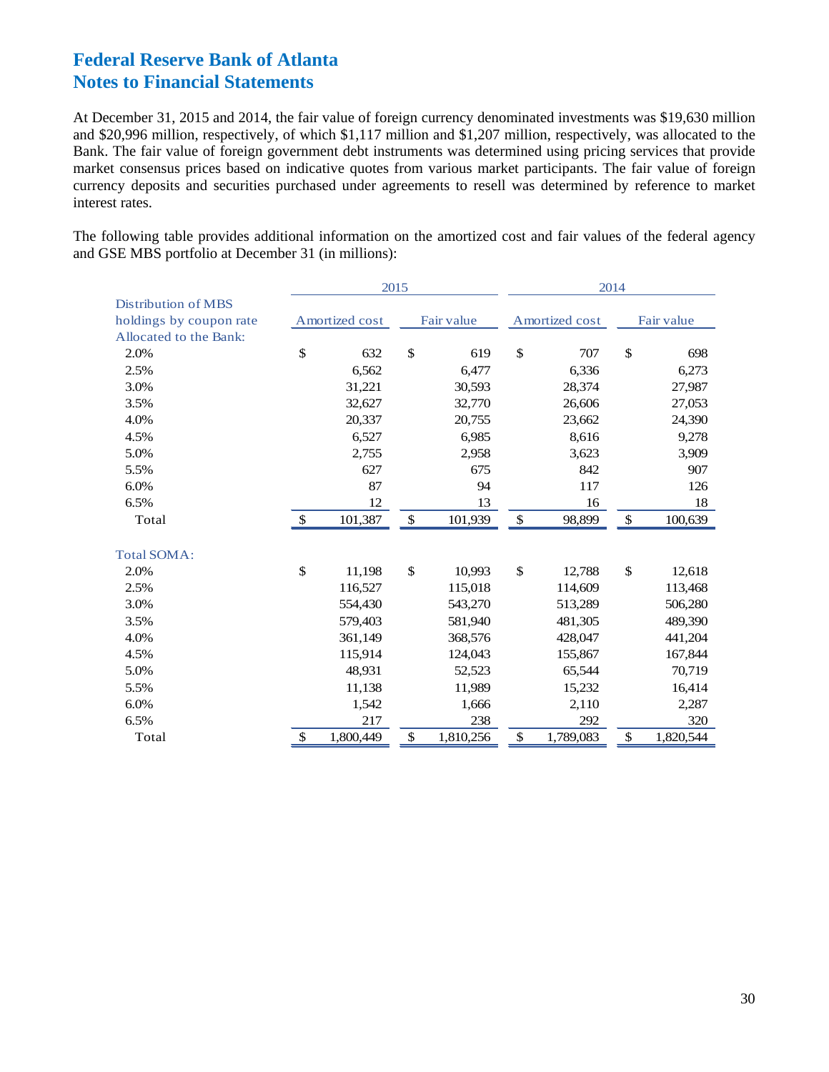# Federal Reserve Bank of Atlanta
# Notes to Financial Statements

At December 31, 2015 and 2014, the fair value of foreign currency denominated investments was $19,630 million and $20,996 million, respectively, of which $1,117 million and $1,207 million, respectively, was allocated to the Bank. The fair value of foreign government debt instruments was determined using pricing services that provide market consensus prices based on indicative quotes from various market participants. The fair value of foreign currency deposits and securities purchased under agreements to resell was determined by reference to market interest rates.

The following table provides additional information on the amortized cost and fair values of the federal agency and GSE MBS portfolio at December 31 (in millions):

| Distribution of MBS holdings by coupon rate | 2015 | | 2014 | |
|---|---|---|---|---|
| | Amortized cost | Fair value | Amortized cost | Fair value |
| Allocated to the Bank: | | | | |
| 2.0% | $ 632 | $ 619 | $ 707 | $ 698 |
| 2.5% | 6,562 | 6,477 | 6,336 | 6,273 |
| 3.0% | 31,221 | 30,593 | 28,374 | 27,987 |
| 3.5% | 32,627 | 32,770 | 26,606 | 27,053 |
| 4.0% | 20,337 | 20,755 | 23,662 | 24,390 |
| 4.5% | 6,527 | 6,985 | 8,616 | 9,278 |
| 5.0% | 2,755 | 2,958 | 3,623 | 3,909 |
| 5.5% | 627 | 675 | 842 | 907 |
| 6.0% | 87 | 94 | 117 | 126 |
| 6.5% | 12 | 13 | 16 | 18 |
| Total | $ 101,387 | $ 101,939 | $ 98,899 | $ 100,639 |
| Total SOMA: | | | | |
| 2.0% | $ 11,198 | $ 10,993 | $ 12,788 | $ 12,618 |
| 2.5% | 116,527 | 115,018 | 114,609 | 113,468 |
| 3.0% | 554,430 | 543,270 | 513,289 | 506,280 |
| 3.5% | 579,403 | 581,940 | 481,305 | 489,390 |
| 4.0% | 361,149 | 368,576 | 428,047 | 441,204 |
| 4.5% | 115,914 | 124,043 | 155,867 | 167,844 |
| 5.0% | 48,931 | 52,523 | 65,544 | 70,719 |
| 5.5% | 11,138 | 11,989 | 15,232 | 16,414 |
| 6.0% | 1,542 | 1,666 | 2,110 | 2,287 |
| 6.5% | 217 | 238 | 292 | 320 |
| Total | $ 1,800,449 | $ 1,810,256 | $ 1,789,083 | $ 1,820,544 |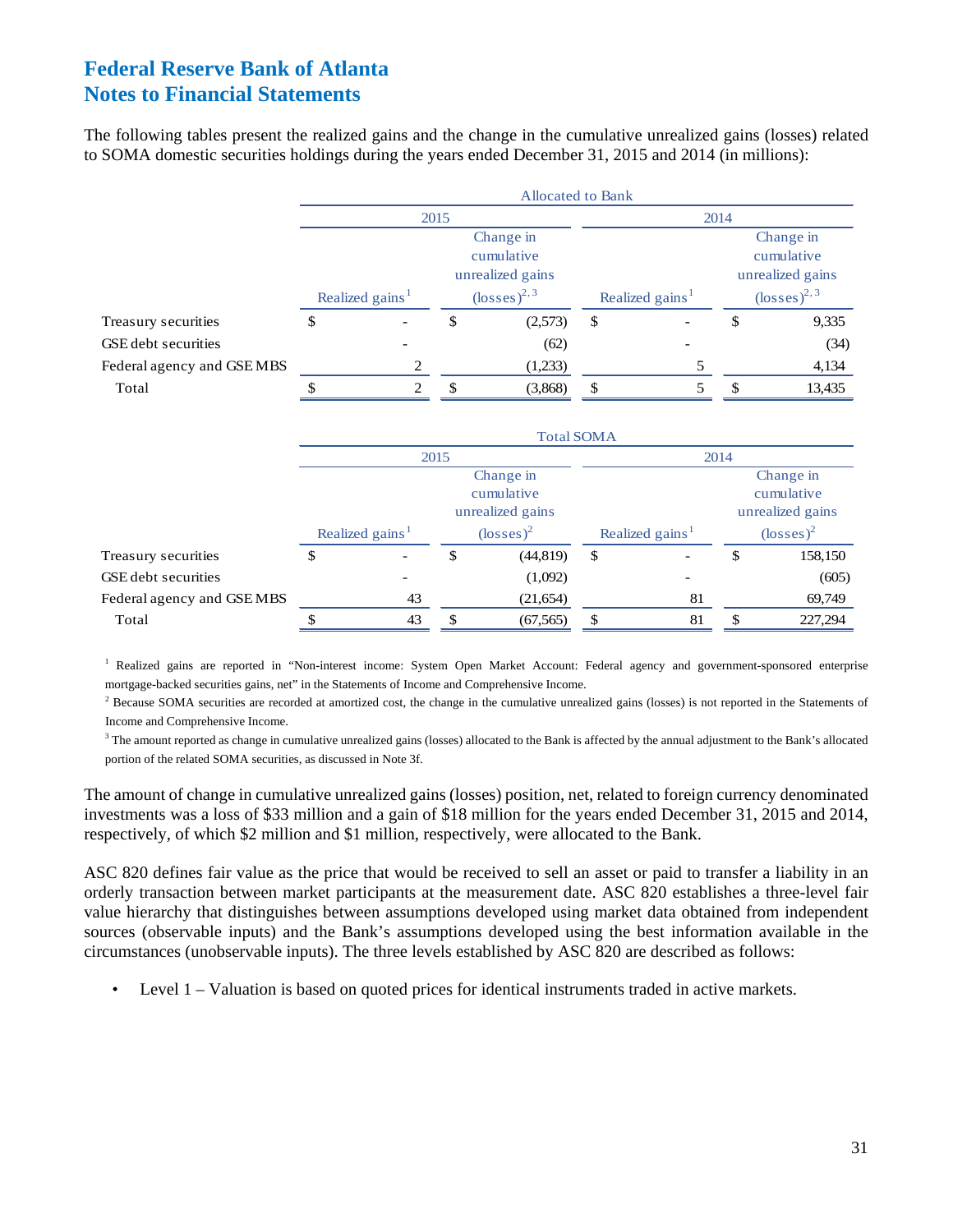# Federal Reserve Bank of Atlanta
# Notes to Financial Statements

The following tables present the realized gains and the change in the cumulative unrealized gains (losses) related to SOMA domestic securities holdings during the years ended December 31, 2015 and 2014 (in millions):

| | Allocated to Bank | | | |
|---|---|---|---|---|
| | 2015 | | 2014 | |
| | Realized gains[1] | Change in cumulative unrealized gains (losses)[2, 3] | Realized gains[1] | Change in cumulative unrealized gains (losses)[2, 3] |
| Treasury securities | $ - | $ (2,573) | $ - | $ 9,335 |
| GSE debt securities | - | (62) | - | (34) |
| Federal agency and GSE MBS | 2 | (1,233) | 5 | 4,134 |
| Total | $ 2 | $ (3,868) | $ 5 | $ 13,435 |

| | Total SOMA | | | |
|---|---|---|---|---|
| | 2015 | | 2014 | |
| | Realized gains[1] | Change in cumulative unrealized gains (losses)[2] | Realized gains[1] | Change in cumulative unrealized gains (losses)[2] |
| Treasury securities | $ - | $ (44,819) | $ - | $ 158,150 |
| GSE debt securities | - | (1,092) | - | (605) |
| Federal agency and GSE MBS | 43 | (21,654) | 81 | 69,749 |
| Total | $ 43 | $ (67,565) | $ 81 | $ 227,294 |

[1] Realized gains are reported in "Non-interest income: System Open Market Account: Federal agency and government-sponsored enterprise mortgage-backed securities gains, net" in the Statements of Income and Comprehensive Income.

[2] Because SOMA securities are recorded at amortized cost, the change in the cumulative unrealized gains (losses) is not reported in the Statements of Income and Comprehensive Income.

[3] The amount reported as change in cumulative unrealized gains (losses) allocated to the Bank is affected by the annual adjustment to the Bank's allocated portion of the related SOMA securities, as discussed in Note 3f.

The amount of change in cumulative unrealized gains (losses) position, net, related to foreign currency denominated investments was a loss of $33 million and a gain of $18 million for the years ended December 31, 2015 and 2014, respectively, of which $2 million and $1 million, respectively, were allocated to the Bank.

ASC 820 defines fair value as the price that would be received to sell an asset or paid to transfer a liability in an orderly transaction between market participants at the measurement date. ASC 820 establishes a three-level fair value hierarchy that distinguishes between assumptions developed using market data obtained from independent sources (observable inputs) and the Bank's assumptions developed using the best information available in the circumstances (unobservable inputs). The three levels established by ASC 820 are described as follows:

- Level 1 – Valuation is based on quoted prices for identical instruments traded in active markets.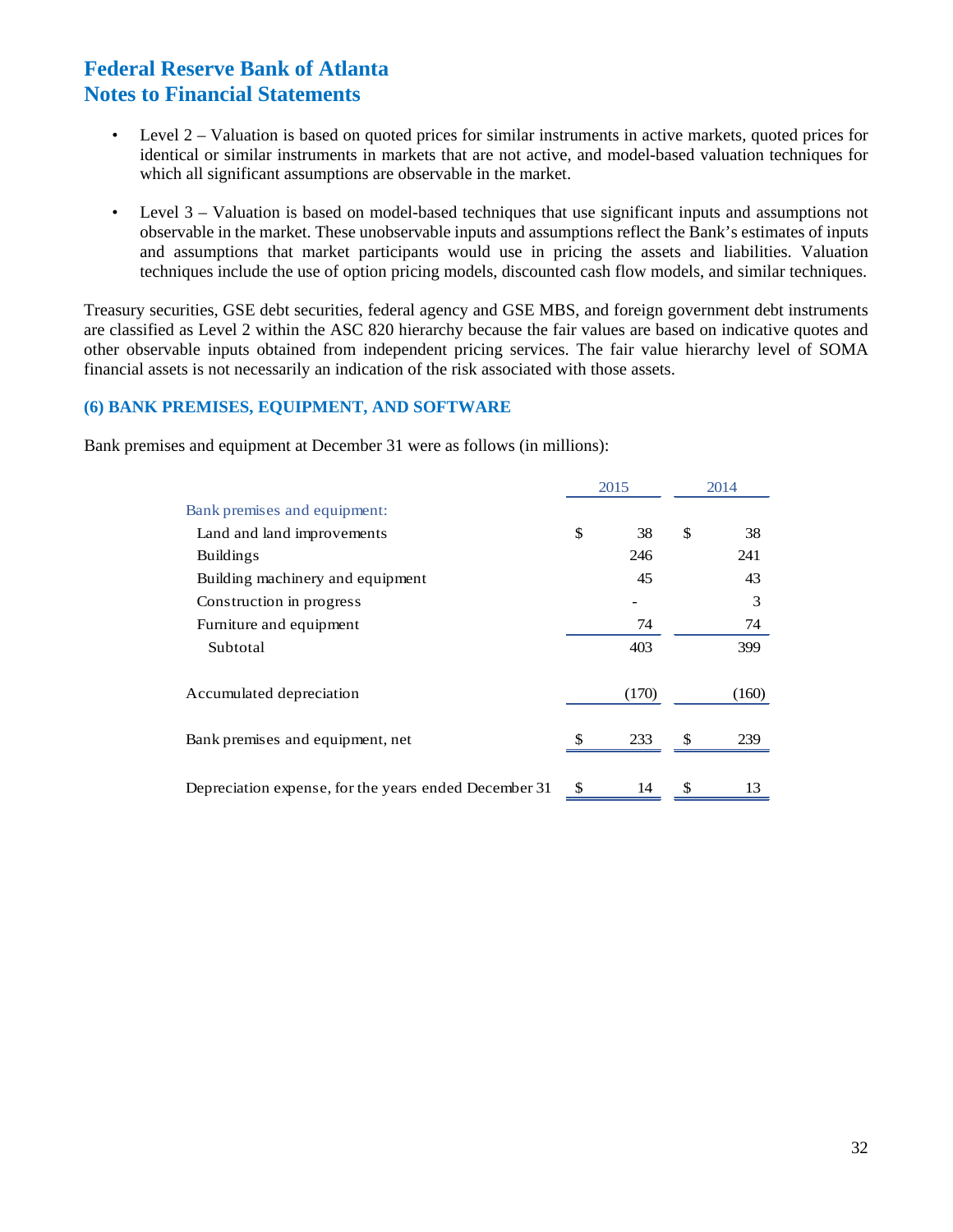- Level 2 – Valuation is based on quoted prices for similar instruments in active markets, quoted prices for identical or similar instruments in markets that are not active, and model-based valuation techniques for which all significant assumptions are observable in the market.

- Level 3 – Valuation is based on model-based techniques that use significant inputs and assumptions not observable in the market. These unobservable inputs and assumptions reflect the Bank's estimates of inputs and assumptions that market participants would use in pricing the assets and liabilities. Valuation techniques include the use of option pricing models, discounted cash flow models, and similar techniques.

Treasury securities, GSE debt securities, federal agency and GSE MBS, and foreign government debt instruments are classified as Level 2 within the ASC 820 hierarchy because the fair values are based on indicative quotes and other observable inputs obtained from independent pricing services. The fair value hierarchy level of SOMA financial assets is not necessarily an indication of the risk associated with those assets.

### (6) BANK PREMISES, EQUIPMENT, AND SOFTWARE

Bank premises and equipment at December 31 were as follows (in millions):

| | 2015 | 2014 |
|---|---|---|
| Bank premises and equipment: | | |
| Land and land improvements | $ 38 | $ 38 |
| Buildings | 246 | 241 |
| Building machinery and equipment | 45 | 43 |
| Construction in progress | - | 3 |
| Furniture and equipment | 74 | 74 |
| Subtotal | 403 | 399 |
| Accumulated depreciation | (170) | (160) |
| Bank premises and equipment, net | $ 233 | $ 239 |
| Depreciation expense, for the years ended December 31 | $ 14 | $ 13 |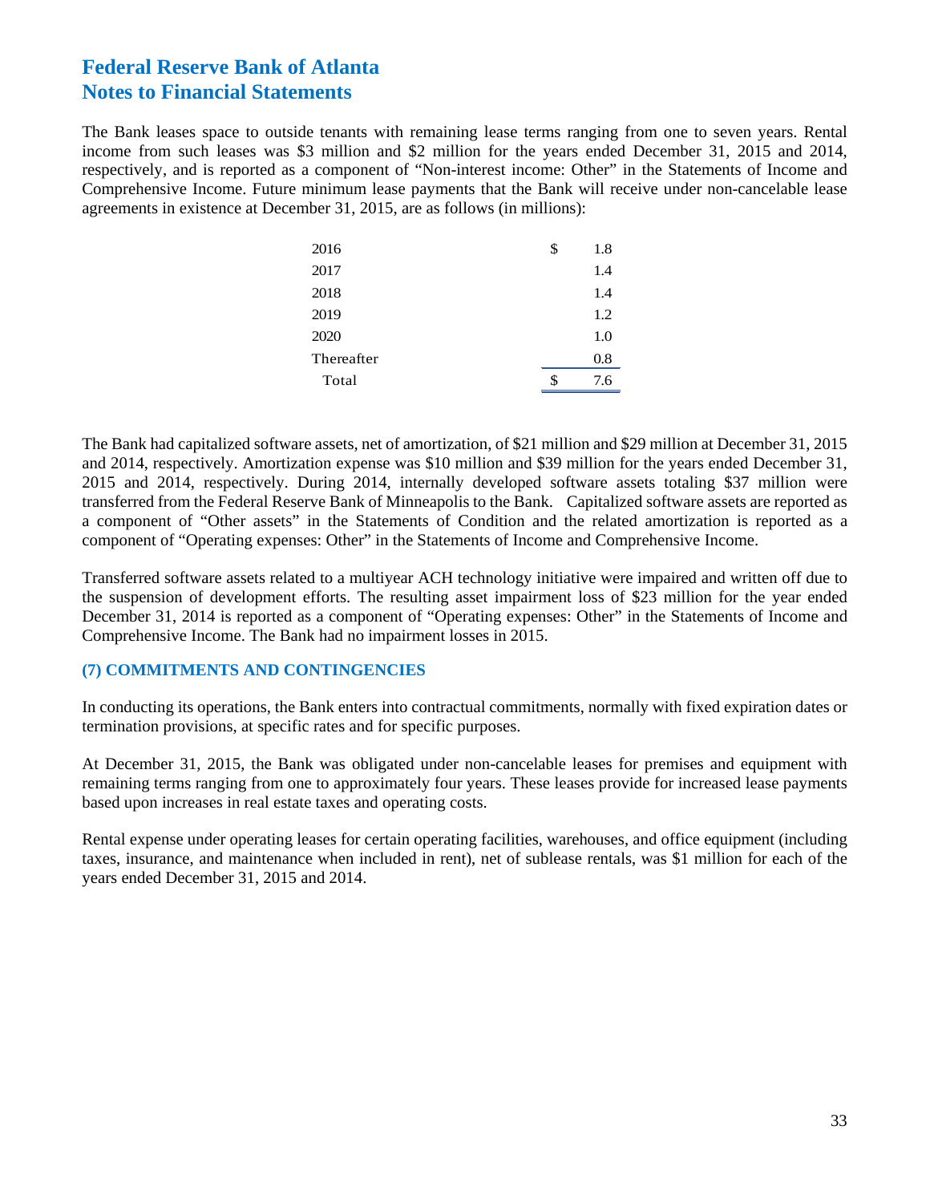The Bank leases space to outside tenants with remaining lease terms ranging from one to seven years. Rental income from such leases was $3 million and $2 million for the years ended December 31, 2015 and 2014, respectively, and is reported as a component of "Non-interest income: Other" in the Statements of Income and Comprehensive Income. Future minimum lease payments that the Bank will receive under non-cancelable lease agreements in existence at December 31, 2015, are as follows (in millions):

| | |
|---|---|
| 2016 | $ 1.8 |
| 2017 | 1.4 |
| 2018 | 1.4 |
| 2019 | 1.2 |
| 2020 | 1.0 |
| Thereafter | 0.8 |
| Total | $ 7.6 |

The Bank had capitalized software assets, net of amortization, of $21 million and $29 million at December 31, 2015 and 2014, respectively. Amortization expense was $10 million and $39 million for the years ended December 31, 2015 and 2014, respectively. During 2014, internally developed software assets totaling $37 million were transferred from the Federal Reserve Bank of Minneapolis to the Bank. Capitalized software assets are reported as a component of "Other assets" in the Statements of Condition and the related amortization is reported as a component of "Operating expenses: Other" in the Statements of Income and Comprehensive Income.

Transferred software assets related to a multiyear ACH technology initiative were impaired and written off due to the suspension of development efforts. The resulting asset impairment loss of $23 million for the year ended December 31, 2014 is reported as a component of "Operating expenses: Other" in the Statements of Income and Comprehensive Income. The Bank had no impairment losses in 2015.

## (7) COMMITMENTS AND CONTINGENCIES

In conducting its operations, the Bank enters into contractual commitments, normally with fixed expiration dates or termination provisions, at specific rates and for specific purposes.

At December 31, 2015, the Bank was obligated under non-cancelable leases for premises and equipment with remaining terms ranging from one to approximately four years. These leases provide for increased lease payments based upon increases in real estate taxes and operating costs.

Rental expense under operating leases for certain operating facilities, warehouses, and office equipment (including taxes, insurance, and maintenance when included in rent), net of sublease rentals, was $1 million for each of the years ended December 31, 2015 and 2014.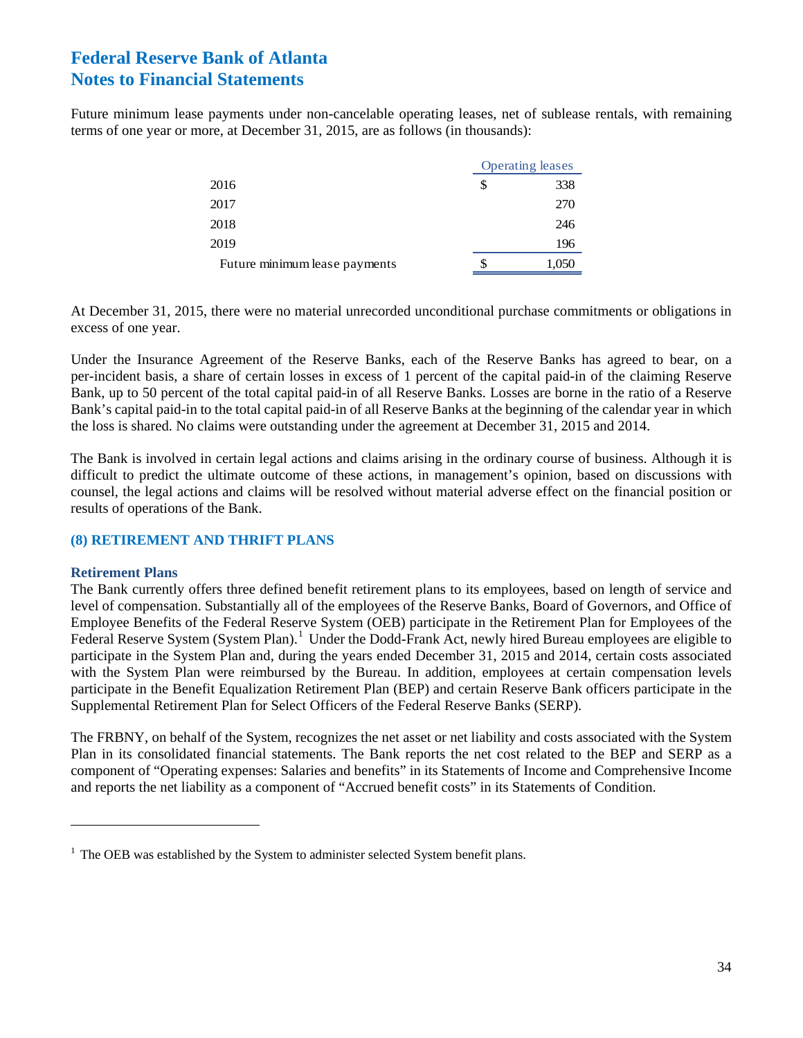Future minimum lease payments under non-cancelable operating leases, net of sublease rentals, with remaining terms of one year or more, at December 31, 2015, are as follows (in thousands):

| | Operating leases |
|---|---|
| 2016 | $ 338 |
| 2017 | 270 |
| 2018 | 246 |
| 2019 | 196 |
| Future minimum lease payments | $ 1,050 |

At December 31, 2015, there were no material unrecorded unconditional purchase commitments or obligations in excess of one year.

Under the Insurance Agreement of the Reserve Banks, each of the Reserve Banks has agreed to bear, on a per-incident basis, a share of certain losses in excess of 1 percent of the capital paid-in of the claiming Reserve Bank, up to 50 percent of the total capital paid-in of all Reserve Banks. Losses are borne in the ratio of a Reserve Bank's capital paid-in to the total capital paid-in of all Reserve Banks at the beginning of the calendar year in which the loss is shared. No claims were outstanding under the agreement at December 31, 2015 and 2014.

The Bank is involved in certain legal actions and claims arising in the ordinary course of business. Although it is difficult to predict the ultimate outcome of these actions, in management's opinion, based on discussions with counsel, the legal actions and claims will be resolved without material adverse effect on the financial position or results of operations of the Bank.

## (8) RETIREMENT AND THRIFT PLANS

### Retirement Plans

The Bank currently offers three defined benefit retirement plans to its employees, based on length of service and level of compensation. Substantially all of the employees of the Reserve Banks, Board of Governors, and Office of Employee Benefits of the Federal Reserve System (OEB) participate in the Retirement Plan for Employees of the Federal Reserve System (System Plan).[1] Under the Dodd-Frank Act, newly hired Bureau employees are eligible to participate in the System Plan and, during the years ended December 31, 2015 and 2014, certain costs associated with the System Plan were reimbursed by the Bureau. In addition, employees at certain compensation levels participate in the Benefit Equalization Retirement Plan (BEP) and certain Reserve Bank officers participate in the Supplemental Retirement Plan for Select Officers of the Federal Reserve Banks (SERP).

The FRBNY, on behalf of the System, recognizes the net asset or net liability and costs associated with the System Plan in its consolidated financial statements. The Bank reports the net cost related to the BEP and SERP as a component of "Operating expenses: Salaries and benefits" in its Statements of Income and Comprehensive Income and reports the net liability as a component of "Accrued benefit costs" in its Statements of Condition.

[1] The OEB was established by the System to administer selected System benefit plans.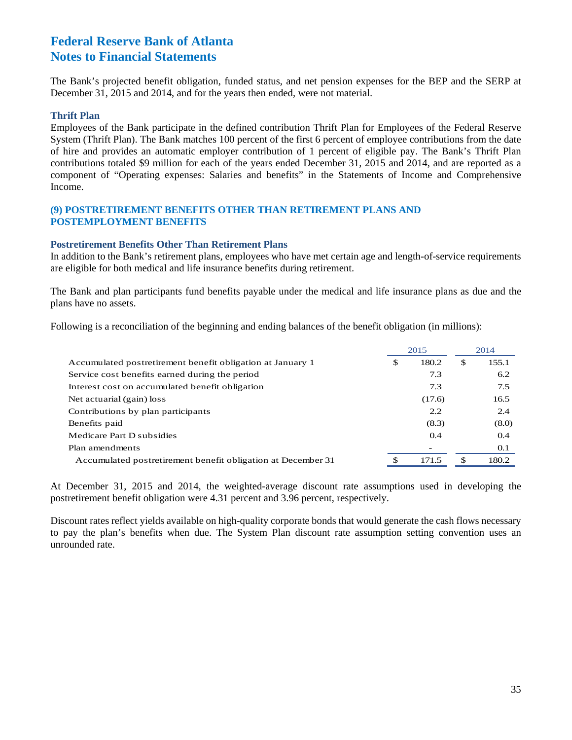# Federal Reserve Bank of Atlanta
# Notes to Financial Statements

The Bank's projected benefit obligation, funded status, and net pension expenses for the BEP and the SERP at December 31, 2015 and 2014, and for the years then ended, were not material.

### Thrift Plan

Employees of the Bank participate in the defined contribution Thrift Plan for Employees of the Federal Reserve System (Thrift Plan). The Bank matches 100 percent of the first 6 percent of employee contributions from the date of hire and provides an automatic employer contribution of 1 percent of eligible pay. The Bank's Thrift Plan contributions totaled $9 million for each of the years ended December 31, 2015 and 2014, and are reported as a component of "Operating expenses: Salaries and benefits" in the Statements of Income and Comprehensive Income.

## (9) POSTRETIREMENT BENEFITS OTHER THAN RETIREMENT PLANS AND POSTEMPLOYMENT BENEFITS

### Postretirement Benefits Other Than Retirement Plans

In addition to the Bank's retirement plans, employees who have met certain age and length-of-service requirements are eligible for both medical and life insurance benefits during retirement.

The Bank and plan participants fund benefits payable under the medical and life insurance plans as due and the plans have no assets.

Following is a reconciliation of the beginning and ending balances of the benefit obligation (in millions):

| | 2015 | 2014 |
|---|---|---|
| Accumulated postretirement benefit obligation at January 1 | $ 180.2 | $ 155.1 |
| Service cost benefits earned during the period | 7.3 | 6.2 |
| Interest cost on accumulated benefit obligation | 7.3 | 7.5 |
| Net actuarial (gain) loss | (17.6) | 16.5 |
| Contributions by plan participants | 2.2 | 2.4 |
| Benefits paid | (8.3) | (8.0) |
| Medicare Part D subsidies | 0.4 | 0.4 |
| Plan amendments | - | 0.1 |
| Accumulated postretirement benefit obligation at December 31 | $ 171.5 | $ 180.2 |

At December 31, 2015 and 2014, the weighted-average discount rate assumptions used in developing the postretirement benefit obligation were 4.31 percent and 3.96 percent, respectively.

Discount rates reflect yields available on high-quality corporate bonds that would generate the cash flows necessary to pay the plan's benefits when due. The System Plan discount rate assumption setting convention uses an unrounded rate.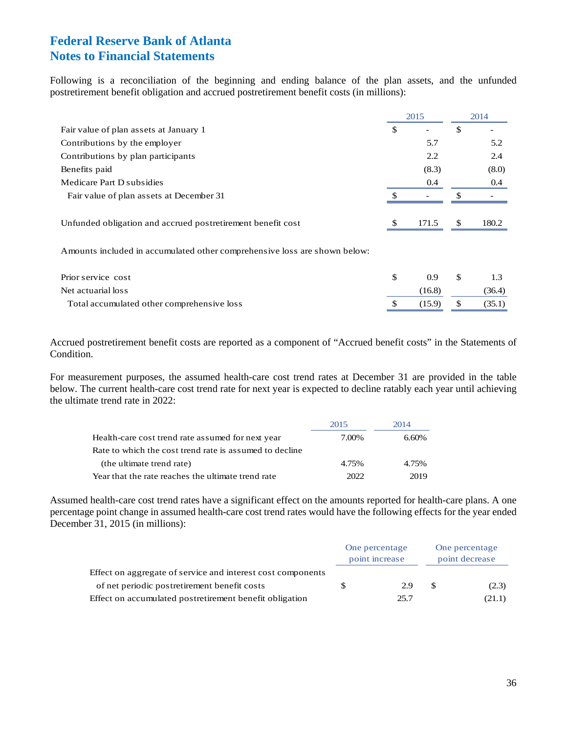# Federal Reserve Bank of Atlanta
# Notes to Financial Statements

Following is a reconciliation of the beginning and ending balance of the plan assets, and the unfunded postretirement benefit obligation and accrued postretirement benefit costs (in millions):

| | 2015 | 2014 |
|---|---|---|
| Fair value of plan assets at January 1 | $ - | $ - |
| Contributions by the employer | 5.7 | 5.2 |
| Contributions by plan participants | 2.2 | 2.4 |
| Benefits paid | (8.3) | (8.0) |
| Medicare Part D subsidies | 0.4 | 0.4 |
| Fair value of plan assets at December 31 | $ - | $ - |
| | | |
| Unfunded obligation and accrued postretirement benefit cost | $ 171.5 | $ 180.2 |
| | | |
| Amounts included in accumulated other comprehensive loss are shown below: | | |
| | | |
| Prior service cost | $ 0.9 | $ 1.3 |
| Net actuarial loss | (16.8) | (36.4) |
| Total accumulated other comprehensive loss | $ (15.9) | $ (35.1) |

Accrued postretirement benefit costs are reported as a component of "Accrued benefit costs" in the Statements of Condition.

For measurement purposes, the assumed health-care cost trend rates at December 31 are provided in the table below. The current health-care cost trend rate for next year is expected to decline ratably each year until achieving the ultimate trend rate in 2022:

| | 2015 | 2014 |
|---|---|---|
| Health-care cost trend rate assumed for next year | 7.00% | 6.60% |
| Rate to which the cost trend rate is assumed to decline (the ultimate trend rate) | 4.75% | 4.75% |
| Year that the rate reaches the ultimate trend rate | 2022 | 2019 |

Assumed health-care cost trend rates have a significant effect on the amounts reported for health-care plans. A one percentage point change in assumed health-care cost trend rates would have the following effects for the year ended December 31, 2015 (in millions):

| | One percentage point increase | One percentage point decrease |
|---|---|---|
| Effect on aggregate of service and interest cost components of net periodic postretirement benefit costs | $ 2.9 | $ (2.3) |
| Effect on accumulated postretirement benefit obligation | 25.7 | (21.1) |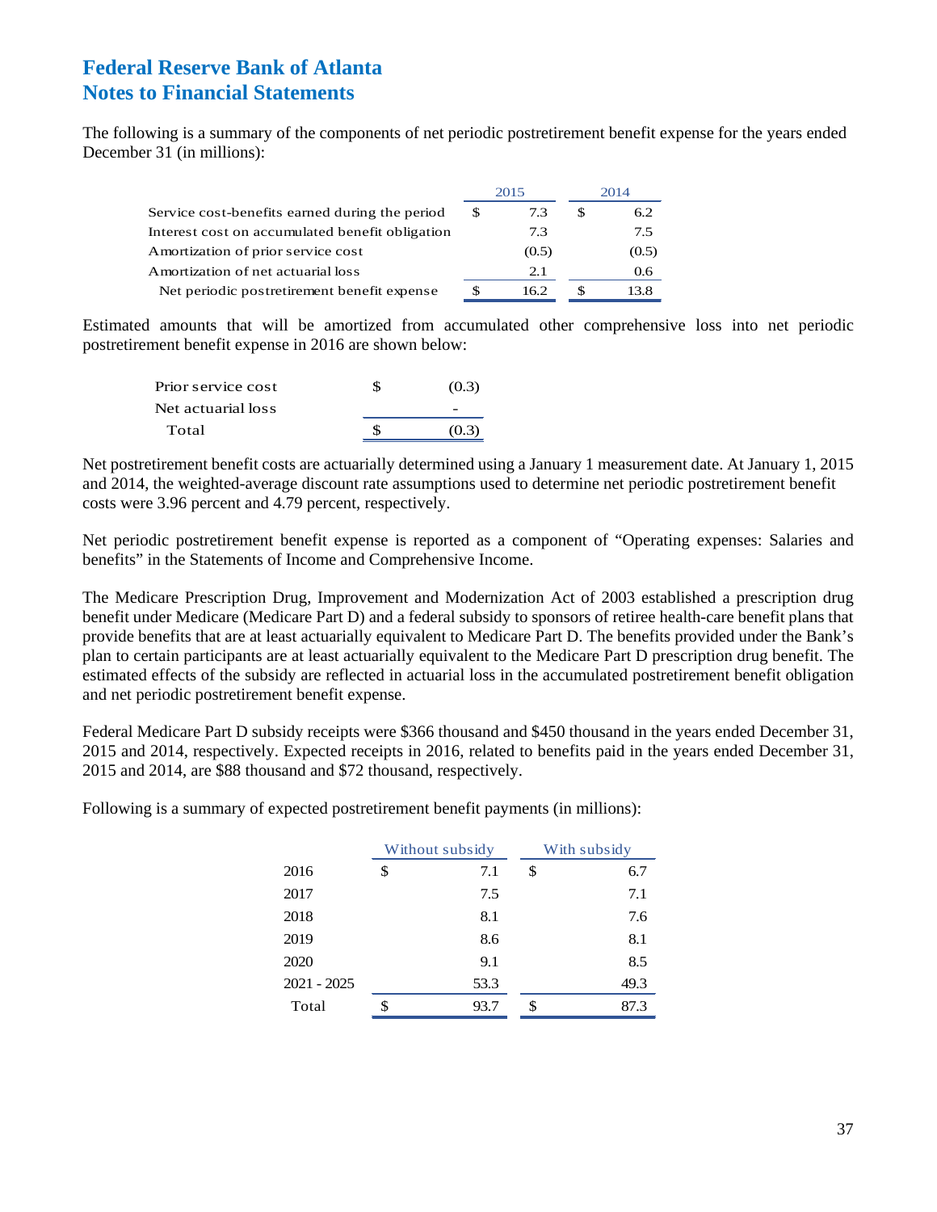# Federal Reserve Bank of Atlanta
# Notes to Financial Statements

The following is a summary of the components of net periodic postretirement benefit expense for the years ended December 31 (in millions):

| | 2015 | 2014 |
|---|---|---|
| Service cost-benefits earned during the period | $ 7.3 | $ 6.2 |
| Interest cost on accumulated benefit obligation | 7.3 | 7.5 |
| Amortization of prior service cost | (0.5) | (0.5) |
| Amortization of net actuarial loss | 2.1 | 0.6 |
| Net periodic postretirement benefit expense | $ 16.2 | $ 13.8 |

Estimated amounts that will be amortized from accumulated other comprehensive loss into net periodic postretirement benefit expense in 2016 are shown below:

| | |
|---|---|
| Prior service cost | $ (0.3) |
| Net actuarial loss | - |
| Total | $ (0.3) |

Net postretirement benefit costs are actuarially determined using a January 1 measurement date. At January 1, 2015 and 2014, the weighted-average discount rate assumptions used to determine net periodic postretirement benefit costs were 3.96 percent and 4.79 percent, respectively.

Net periodic postretirement benefit expense is reported as a component of "Operating expenses: Salaries and benefits" in the Statements of Income and Comprehensive Income.

The Medicare Prescription Drug, Improvement and Modernization Act of 2003 established a prescription drug benefit under Medicare (Medicare Part D) and a federal subsidy to sponsors of retiree health-care benefit plans that provide benefits that are at least actuarially equivalent to Medicare Part D. The benefits provided under the Bank's plan to certain participants are at least actuarially equivalent to the Medicare Part D prescription drug benefit. The estimated effects of the subsidy are reflected in actuarial loss in the accumulated postretirement benefit obligation and net periodic postretirement benefit expense.

Federal Medicare Part D subsidy receipts were $366 thousand and $450 thousand in the years ended December 31, 2015 and 2014, respectively. Expected receipts in 2016, related to benefits paid in the years ended December 31, 2015 and 2014, are $88 thousand and $72 thousand, respectively.

Following is a summary of expected postretirement benefit payments (in millions):

| | Without subsidy | With subsidy |
|---|---|---|
| 2016 | $ 7.1 | $ 6.7 |
| 2017 | 7.5 | 7.1 |
| 2018 | 8.1 | 7.6 |
| 2019 | 8.6 | 8.1 |
| 2020 | 9.1 | 8.5 |
| 2021 - 2025 | 53.3 | 49.3 |
| Total | $ 93.7 | $ 87.3 |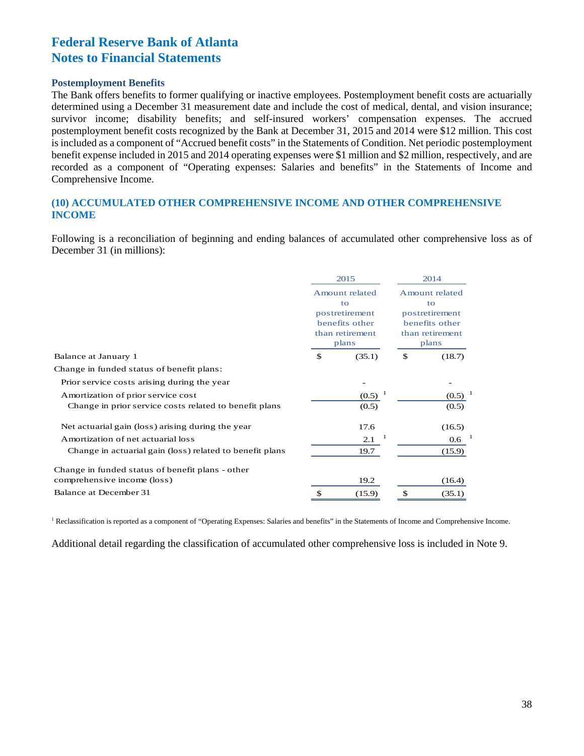# Federal Reserve Bank of Atlanta
# Notes to Financial Statements

### Postemployment Benefits

The Bank offers benefits to former qualifying or inactive employees. Postemployment benefit costs are actuarially determined using a December 31 measurement date and include the cost of medical, dental, and vision insurance; survivor income; disability benefits; and self-insured workers' compensation expenses. The accrued postemployment benefit costs recognized by the Bank at December 31, 2015 and 2014 were $12 million. This cost is included as a component of "Accrued benefit costs" in the Statements of Condition. Net periodic postemployment benefit expense included in 2015 and 2014 operating expenses were $1 million and $2 million, respectively, and are recorded as a component of "Operating expenses: Salaries and benefits" in the Statements of Income and Comprehensive Income.

## (10) ACCUMULATED OTHER COMPREHENSIVE INCOME AND OTHER COMPREHENSIVE INCOME

Following is a reconciliation of beginning and ending balances of accumulated other comprehensive loss as of December 31 (in millions):

| | 2015 | 2014 |
|---|---|---|
| | Amount related to postretirement benefits other than retirement plans | Amount related to postretirement benefits other than retirement plans |
| Balance at January 1 | $ (35.1) | $ (18.7) |
| Change in funded status of benefit plans: | | |
| Prior service costs arising during the year | - | - |
| Amortization of prior service cost | (0.5) [1] | (0.5) [1] |
| Change in prior service costs related to benefit plans | (0.5) | (0.5) |
| Net actuarial gain (loss) arising during the year | 17.6 | (16.5) |
| Amortization of net actuarial loss | 2.1 [1] | 0.6 [1] |
| Change in actuarial gain (loss) related to benefit plans | 19.7 | (15.9) |
| Change in funded status of benefit plans - other comprehensive income (loss) | 19.2 | (16.4) |
| Balance at December 31 | $ (15.9) | $ (35.1) |

[1] Reclassification is reported as a component of "Operating Expenses: Salaries and benefits" in the Statements of Income and Comprehensive Income.

Additional detail regarding the classification of accumulated other comprehensive loss is included in Note 9.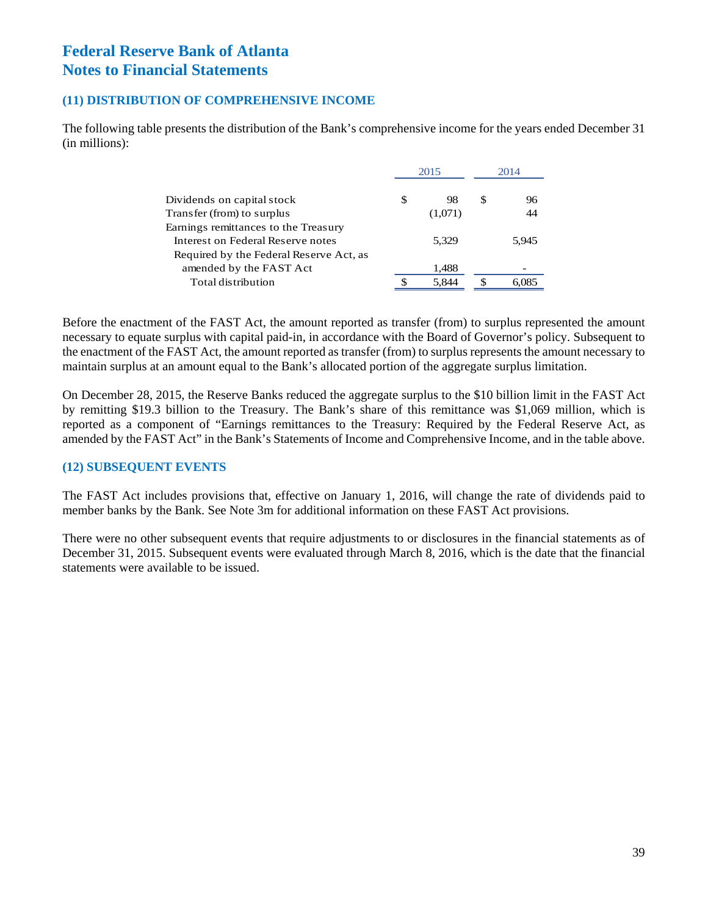# Federal Reserve Bank of Atlanta
# Notes to Financial Statements

### (11) DISTRIBUTION OF COMPREHENSIVE INCOME

The following table presents the distribution of the Bank's comprehensive income for the years ended December 31 (in millions):

| | 2015 | 2014 |
|---|---|---|
| Dividends on capital stock | $ 98 | $ 96 |
| Transfer (from) to surplus | (1,071) | 44 |
| Earnings remittances to the Treasury | | |
| Interest on Federal Reserve notes | 5,329 | 5,945 |
| Required by the Federal Reserve Act, as amended by the FAST Act | 1,488 | - |
| Total distribution | $ 5,844 | $ 6,085 |

Before the enactment of the FAST Act, the amount reported as transfer (from) to surplus represented the amount necessary to equate surplus with capital paid-in, in accordance with the Board of Governor's policy. Subsequent to the enactment of the FAST Act, the amount reported as transfer (from) to surplus represents the amount necessary to maintain surplus at an amount equal to the Bank's allocated portion of the aggregate surplus limitation.

On December 28, 2015, the Reserve Banks reduced the aggregate surplus to the $10 billion limit in the FAST Act by remitting $19.3 billion to the Treasury. The Bank's share of this remittance was $1,069 million, which is reported as a component of "Earnings remittances to the Treasury: Required by the Federal Reserve Act, as amended by the FAST Act" in the Bank's Statements of Income and Comprehensive Income, and in the table above.

### (12) SUBSEQUENT EVENTS

The FAST Act includes provisions that, effective on January 1, 2016, will change the rate of dividends paid to member banks by the Bank. See Note 3m for additional information on these FAST Act provisions.

There were no other subsequent events that require adjustments to or disclosures in the financial statements as of December 31, 2015. Subsequent events were evaluated through March 8, 2016, which is the date that the financial statements were available to be issued.